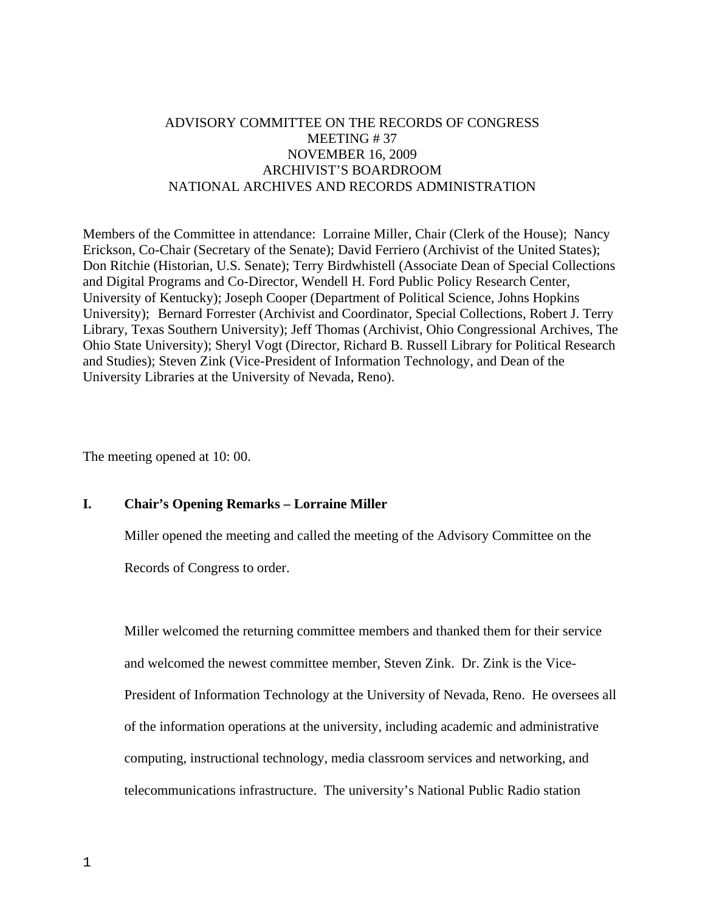# ADVISORY COMMITTEE ON THE RECORDS OF CONGRESS
MEETING # 37
NOVEMBER 16, 2009
ARCHIVIST'S BOARDROOM
NATIONAL ARCHIVES AND RECORDS ADMINISTRATION

Members of the Committee in attendance: Lorraine Miller, Chair (Clerk of the House); Nancy Erickson, Co-Chair (Secretary of the Senate); David Ferriero (Archivist of the United States); Don Ritchie (Historian, U.S. Senate); Terry Birdwhistell (Associate Dean of Special Collections and Digital Programs and Co-Director, Wendell H. Ford Public Policy Research Center, University of Kentucky); Joseph Cooper (Department of Political Science, Johns Hopkins University); Bernard Forrester (Archivist and Coordinator, Special Collections, Robert J. Terry Library, Texas Southern University); Jeff Thomas (Archivist, Ohio Congressional Archives, The Ohio State University); Sheryl Vogt (Director, Richard B. Russell Library for Political Research and Studies); Steven Zink (Vice-President of Information Technology, and Dean of the University Libraries at the University of Nevada, Reno).

The meeting opened at 10: 00.

## I. Chair's Opening Remarks – Lorraine Miller

Miller opened the meeting and called the meeting of the Advisory Committee on the Records of Congress to order.

Miller welcomed the returning committee members and thanked them for their service and welcomed the newest committee member, Steven Zink. Dr. Zink is the Vice-President of Information Technology at the University of Nevada, Reno. He oversees all of the information operations at the university, including academic and administrative computing, instructional technology, media classroom services and networking, and telecommunications infrastructure. The university's National Public Radio station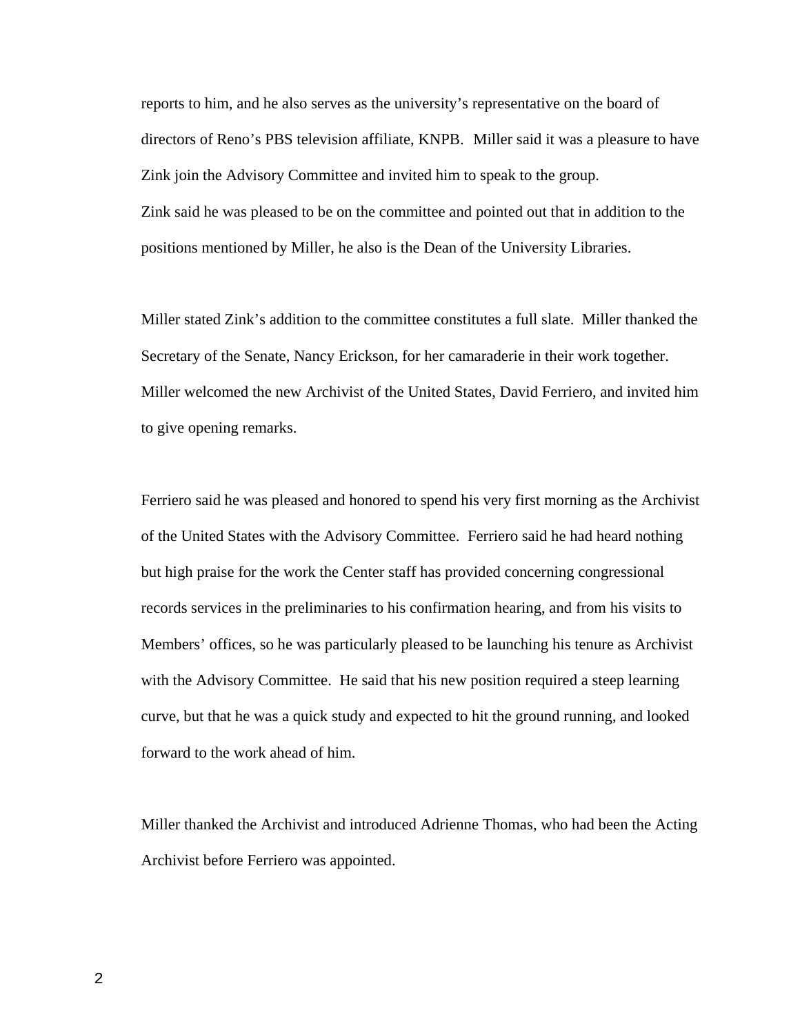reports to him, and he also serves as the university's representative on the board of directors of Reno's PBS television affiliate, KNPB. Miller said it was a pleasure to have Zink join the Advisory Committee and invited him to speak to the group.
Zink said he was pleased to be on the committee and pointed out that in addition to the positions mentioned by Miller, he also is the Dean of the University Libraries.

Miller stated Zink's addition to the committee constitutes a full slate. Miller thanked the Secretary of the Senate, Nancy Erickson, for her camaraderie in their work together. Miller welcomed the new Archivist of the United States, David Ferriero, and invited him to give opening remarks.

Ferriero said he was pleased and honored to spend his very first morning as the Archivist of the United States with the Advisory Committee. Ferriero said he had heard nothing but high praise for the work the Center staff has provided concerning congressional records services in the preliminaries to his confirmation hearing, and from his visits to Members' offices, so he was particularly pleased to be launching his tenure as Archivist with the Advisory Committee. He said that his new position required a steep learning curve, but that he was a quick study and expected to hit the ground running, and looked forward to the work ahead of him.

Miller thanked the Archivist and introduced Adrienne Thomas, who had been the Acting Archivist before Ferriero was appointed.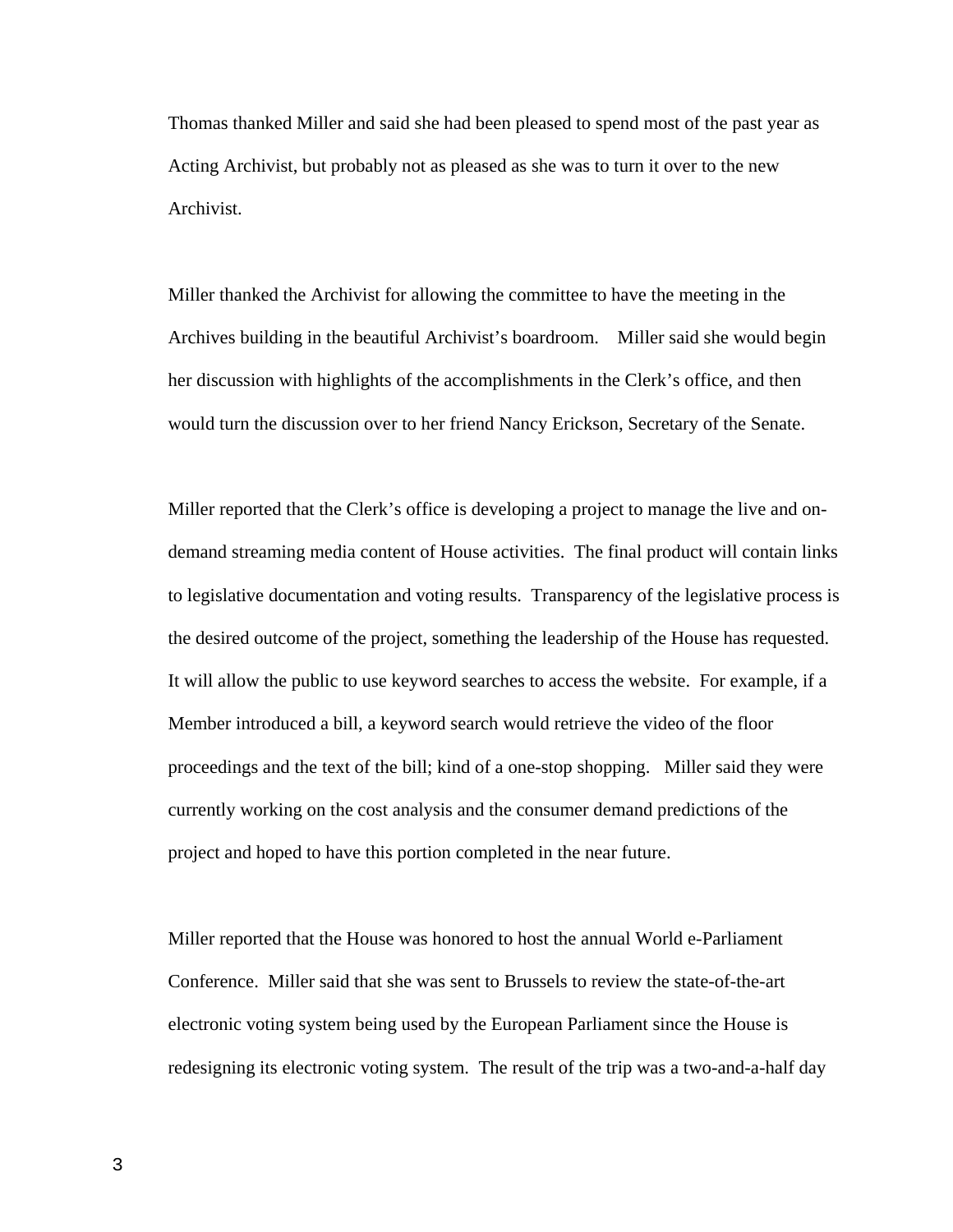Thomas thanked Miller and said she had been pleased to spend most of the past year as Acting Archivist, but probably not as pleased as she was to turn it over to the new Archivist.

Miller thanked the Archivist for allowing the committee to have the meeting in the Archives building in the beautiful Archivist's boardroom. Miller said she would begin her discussion with highlights of the accomplishments in the Clerk's office, and then would turn the discussion over to her friend Nancy Erickson, Secretary of the Senate.

Miller reported that the Clerk's office is developing a project to manage the live and on-demand streaming media content of House activities. The final product will contain links to legislative documentation and voting results. Transparency of the legislative process is the desired outcome of the project, something the leadership of the House has requested. It will allow the public to use keyword searches to access the website. For example, if a Member introduced a bill, a keyword search would retrieve the video of the floor proceedings and the text of the bill; kind of a one-stop shopping. Miller said they were currently working on the cost analysis and the consumer demand predictions of the project and hoped to have this portion completed in the near future.

Miller reported that the House was honored to host the annual World e-Parliament Conference. Miller said that she was sent to Brussels to review the state-of-the-art electronic voting system being used by the European Parliament since the House is redesigning its electronic voting system. The result of the trip was a two-and-a-half day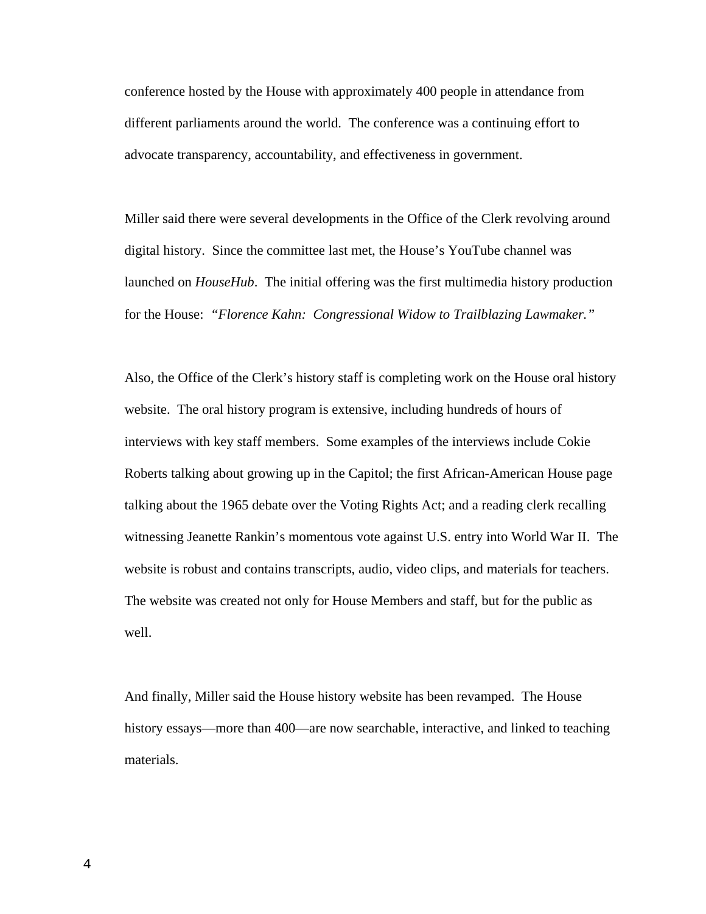conference hosted by the House with approximately 400 people in attendance from different parliaments around the world. The conference was a continuing effort to advocate transparency, accountability, and effectiveness in government.

Miller said there were several developments in the Office of the Clerk revolving around digital history. Since the committee last met, the House's YouTube channel was launched on *HouseHub*. The initial offering was the first multimedia history production for the House: *"Florence Kahn: Congressional Widow to Trailblazing Lawmaker."*

Also, the Office of the Clerk's history staff is completing work on the House oral history website. The oral history program is extensive, including hundreds of hours of interviews with key staff members. Some examples of the interviews include Cokie Roberts talking about growing up in the Capitol; the first African-American House page talking about the 1965 debate over the Voting Rights Act; and a reading clerk recalling witnessing Jeanette Rankin's momentous vote against U.S. entry into World War II. The website is robust and contains transcripts, audio, video clips, and materials for teachers. The website was created not only for House Members and staff, but for the public as well.

And finally, Miller said the House history website has been revamped. The House history essays—more than 400—are now searchable, interactive, and linked to teaching materials.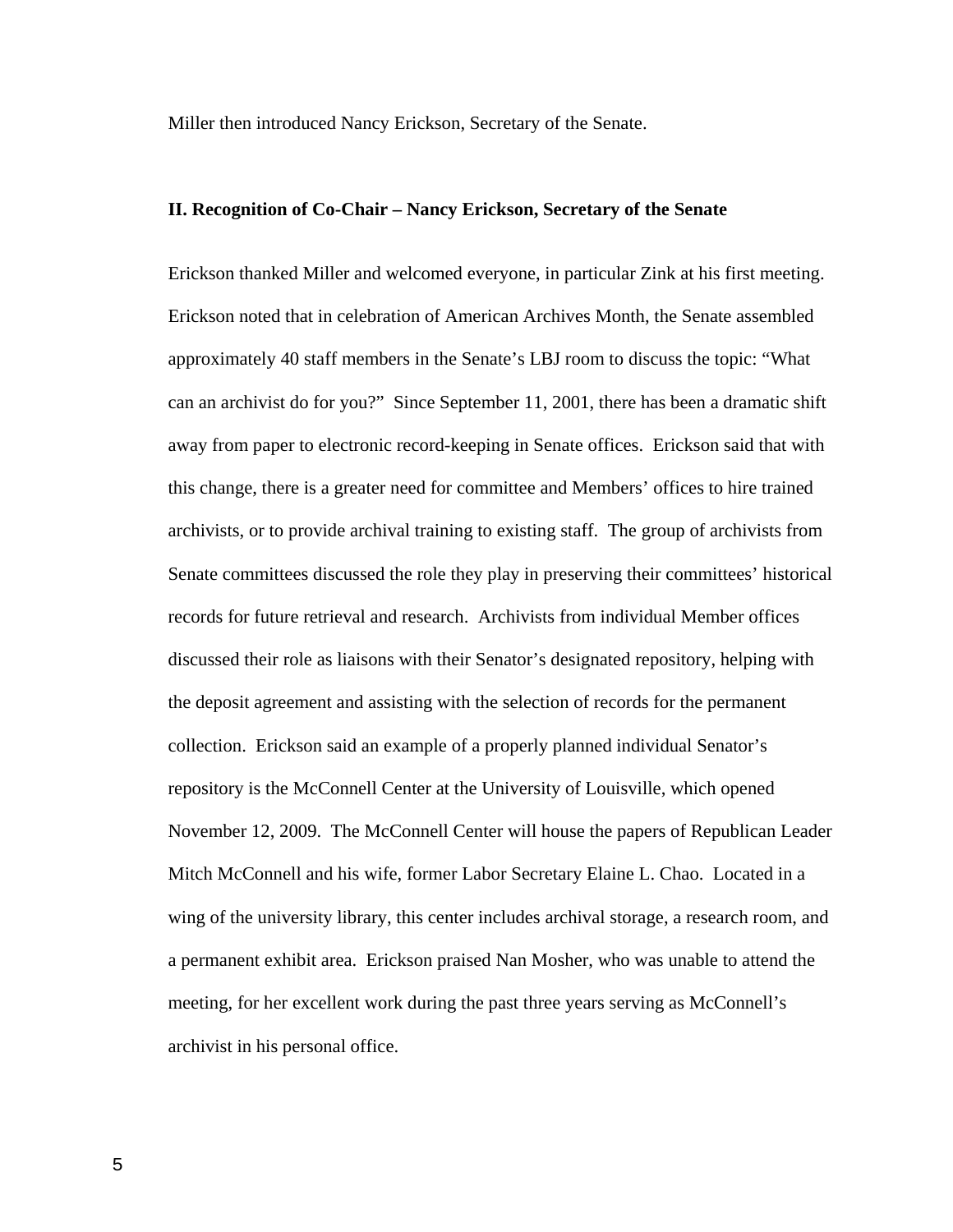Miller then introduced Nancy Erickson, Secretary of the Senate.

**II. Recognition of Co-Chair – Nancy Erickson, Secretary of the Senate**

Erickson thanked Miller and welcomed everyone, in particular Zink at his first meeting. Erickson noted that in celebration of American Archives Month, the Senate assembled approximately 40 staff members in the Senate's LBJ room to discuss the topic: "What can an archivist do for you?" Since September 11, 2001, there has been a dramatic shift away from paper to electronic record-keeping in Senate offices. Erickson said that with this change, there is a greater need for committee and Members' offices to hire trained archivists, or to provide archival training to existing staff. The group of archivists from Senate committees discussed the role they play in preserving their committees' historical records for future retrieval and research. Archivists from individual Member offices discussed their role as liaisons with their Senator's designated repository, helping with the deposit agreement and assisting with the selection of records for the permanent collection. Erickson said an example of a properly planned individual Senator's repository is the McConnell Center at the University of Louisville, which opened November 12, 2009. The McConnell Center will house the papers of Republican Leader Mitch McConnell and his wife, former Labor Secretary Elaine L. Chao. Located in a wing of the university library, this center includes archival storage, a research room, and a permanent exhibit area. Erickson praised Nan Mosher, who was unable to attend the meeting, for her excellent work during the past three years serving as McConnell's archivist in his personal office.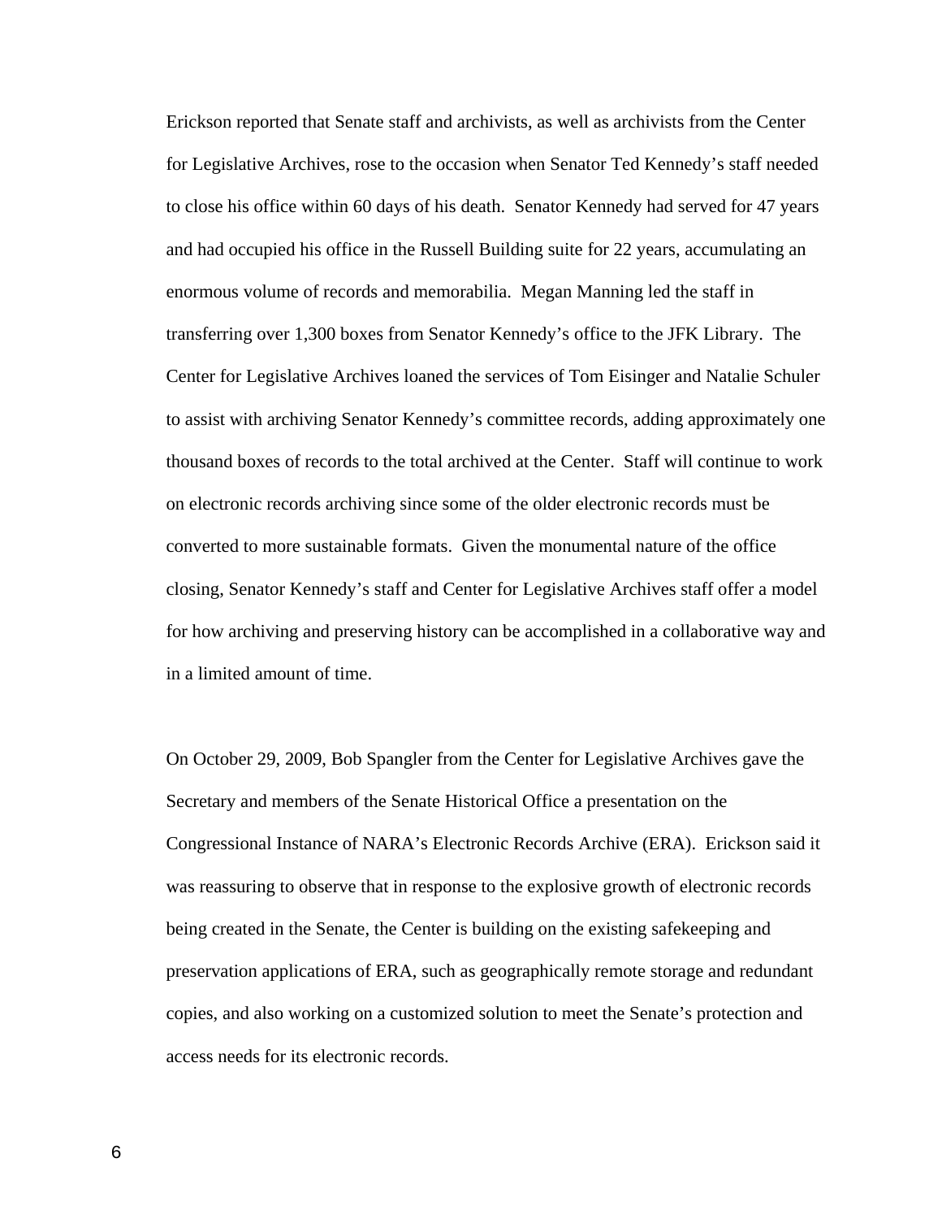Erickson reported that Senate staff and archivists, as well as archivists from the Center for Legislative Archives, rose to the occasion when Senator Ted Kennedy's staff needed to close his office within 60 days of his death. Senator Kennedy had served for 47 years and had occupied his office in the Russell Building suite for 22 years, accumulating an enormous volume of records and memorabilia. Megan Manning led the staff in transferring over 1,300 boxes from Senator Kennedy's office to the JFK Library. The Center for Legislative Archives loaned the services of Tom Eisinger and Natalie Schuler to assist with archiving Senator Kennedy's committee records, adding approximately one thousand boxes of records to the total archived at the Center. Staff will continue to work on electronic records archiving since some of the older electronic records must be converted to more sustainable formats. Given the monumental nature of the office closing, Senator Kennedy's staff and Center for Legislative Archives staff offer a model for how archiving and preserving history can be accomplished in a collaborative way and in a limited amount of time.

On October 29, 2009, Bob Spangler from the Center for Legislative Archives gave the Secretary and members of the Senate Historical Office a presentation on the Congressional Instance of NARA's Electronic Records Archive (ERA). Erickson said it was reassuring to observe that in response to the explosive growth of electronic records being created in the Senate, the Center is building on the existing safekeeping and preservation applications of ERA, such as geographically remote storage and redundant copies, and also working on a customized solution to meet the Senate's protection and access needs for its electronic records.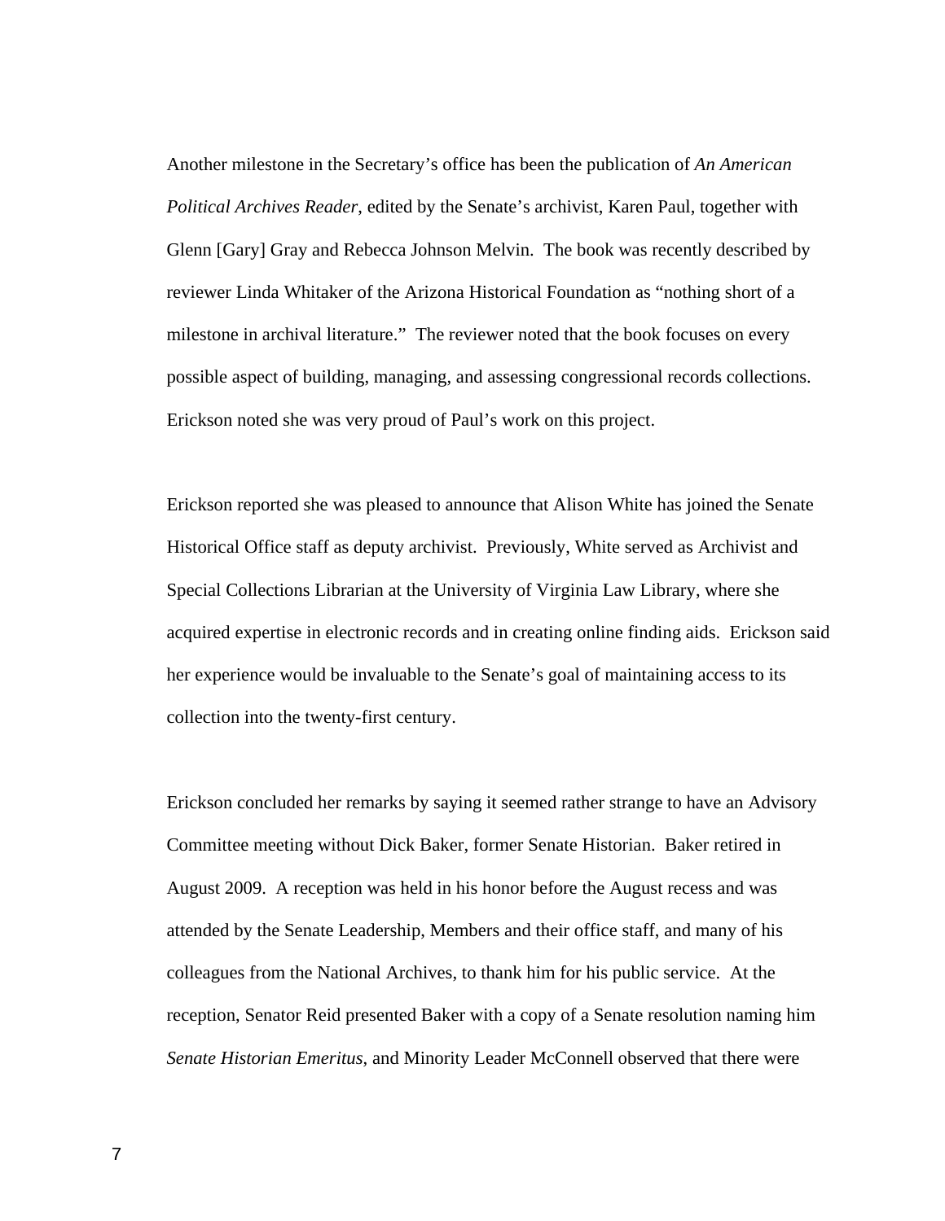Another milestone in the Secretary's office has been the publication of *An American Political Archives Reader*, edited by the Senate's archivist, Karen Paul, together with Glenn [Gary] Gray and Rebecca Johnson Melvin. The book was recently described by reviewer Linda Whitaker of the Arizona Historical Foundation as "nothing short of a milestone in archival literature." The reviewer noted that the book focuses on every possible aspect of building, managing, and assessing congressional records collections. Erickson noted she was very proud of Paul's work on this project.

Erickson reported she was pleased to announce that Alison White has joined the Senate Historical Office staff as deputy archivist. Previously, White served as Archivist and Special Collections Librarian at the University of Virginia Law Library, where she acquired expertise in electronic records and in creating online finding aids. Erickson said her experience would be invaluable to the Senate's goal of maintaining access to its collection into the twenty-first century.

Erickson concluded her remarks by saying it seemed rather strange to have an Advisory Committee meeting without Dick Baker, former Senate Historian. Baker retired in August 2009. A reception was held in his honor before the August recess and was attended by the Senate Leadership, Members and their office staff, and many of his colleagues from the National Archives, to thank him for his public service. At the reception, Senator Reid presented Baker with a copy of a Senate resolution naming him *Senate Historian Emeritus*, and Minority Leader McConnell observed that there were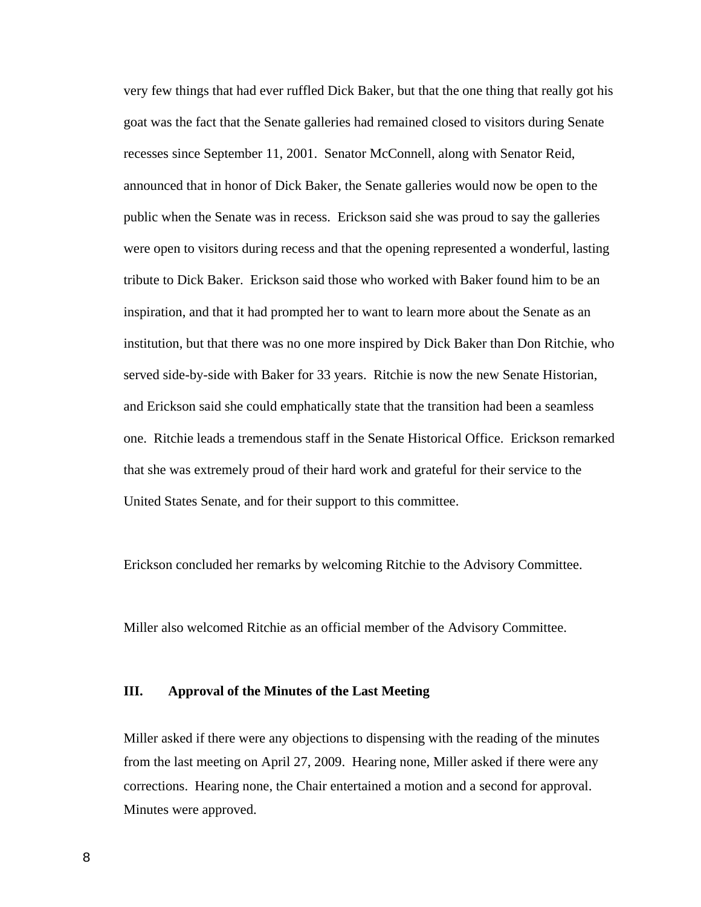very few things that had ever ruffled Dick Baker, but that the one thing that really got his goat was the fact that the Senate galleries had remained closed to visitors during Senate recesses since September 11, 2001. Senator McConnell, along with Senator Reid, announced that in honor of Dick Baker, the Senate galleries would now be open to the public when the Senate was in recess. Erickson said she was proud to say the galleries were open to visitors during recess and that the opening represented a wonderful, lasting tribute to Dick Baker. Erickson said those who worked with Baker found him to be an inspiration, and that it had prompted her to want to learn more about the Senate as an institution, but that there was no one more inspired by Dick Baker than Don Ritchie, who served side-by-side with Baker for 33 years. Ritchie is now the new Senate Historian, and Erickson said she could emphatically state that the transition had been a seamless one. Ritchie leads a tremendous staff in the Senate Historical Office. Erickson remarked that she was extremely proud of their hard work and grateful for their service to the United States Senate, and for their support to this committee.

Erickson concluded her remarks by welcoming Ritchie to the Advisory Committee.

Miller also welcomed Ritchie as an official member of the Advisory Committee.

### III. Approval of the Minutes of the Last Meeting

Miller asked if there were any objections to dispensing with the reading of the minutes from the last meeting on April 27, 2009. Hearing none, Miller asked if there were any corrections. Hearing none, the Chair entertained a motion and a second for approval. Minutes were approved.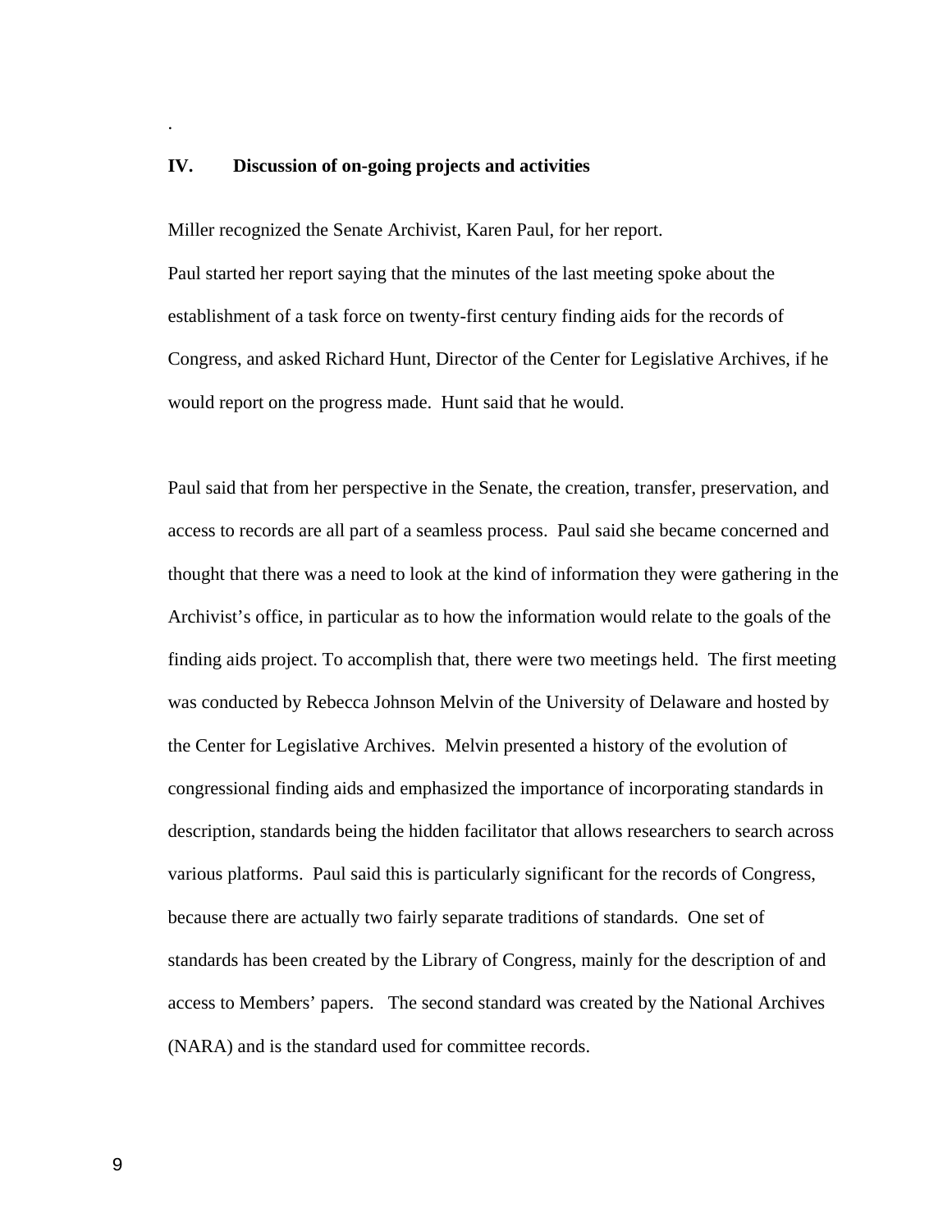.

## IV. Discussion of on-going projects and activities

Miller recognized the Senate Archivist, Karen Paul, for her report.
Paul started her report saying that the minutes of the last meeting spoke about the establishment of a task force on twenty-first century finding aids for the records of Congress, and asked Richard Hunt, Director of the Center for Legislative Archives, if he would report on the progress made. Hunt said that he would.

Paul said that from her perspective in the Senate, the creation, transfer, preservation, and access to records are all part of a seamless process. Paul said she became concerned and thought that there was a need to look at the kind of information they were gathering in the Archivist's office, in particular as to how the information would relate to the goals of the finding aids project. To accomplish that, there were two meetings held. The first meeting was conducted by Rebecca Johnson Melvin of the University of Delaware and hosted by the Center for Legislative Archives. Melvin presented a history of the evolution of congressional finding aids and emphasized the importance of incorporating standards in description, standards being the hidden facilitator that allows researchers to search across various platforms. Paul said this is particularly significant for the records of Congress, because there are actually two fairly separate traditions of standards. One set of standards has been created by the Library of Congress, mainly for the description of and access to Members' papers. The second standard was created by the National Archives (NARA) and is the standard used for committee records.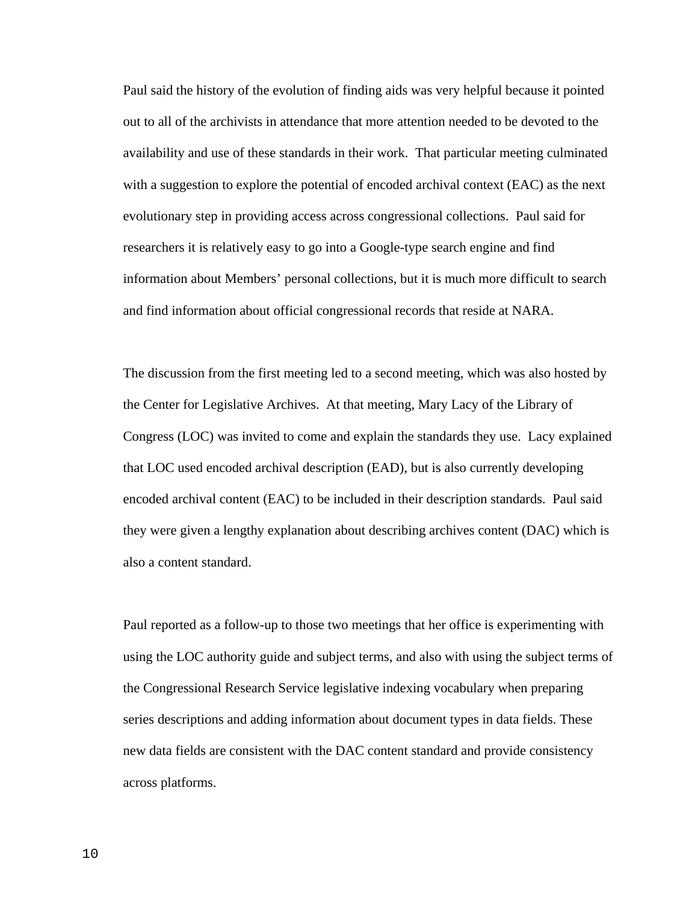Paul said the history of the evolution of finding aids was very helpful because it pointed out to all of the archivists in attendance that more attention needed to be devoted to the availability and use of these standards in their work. That particular meeting culminated with a suggestion to explore the potential of encoded archival context (EAC) as the next evolutionary step in providing access across congressional collections. Paul said for researchers it is relatively easy to go into a Google-type search engine and find information about Members' personal collections, but it is much more difficult to search and find information about official congressional records that reside at NARA.

The discussion from the first meeting led to a second meeting, which was also hosted by the Center for Legislative Archives. At that meeting, Mary Lacy of the Library of Congress (LOC) was invited to come and explain the standards they use. Lacy explained that LOC used encoded archival description (EAD), but is also currently developing encoded archival content (EAC) to be included in their description standards. Paul said they were given a lengthy explanation about describing archives content (DAC) which is also a content standard.

Paul reported as a follow-up to those two meetings that her office is experimenting with using the LOC authority guide and subject terms, and also with using the subject terms of the Congressional Research Service legislative indexing vocabulary when preparing series descriptions and adding information about document types in data fields. These new data fields are consistent with the DAC content standard and provide consistency across platforms.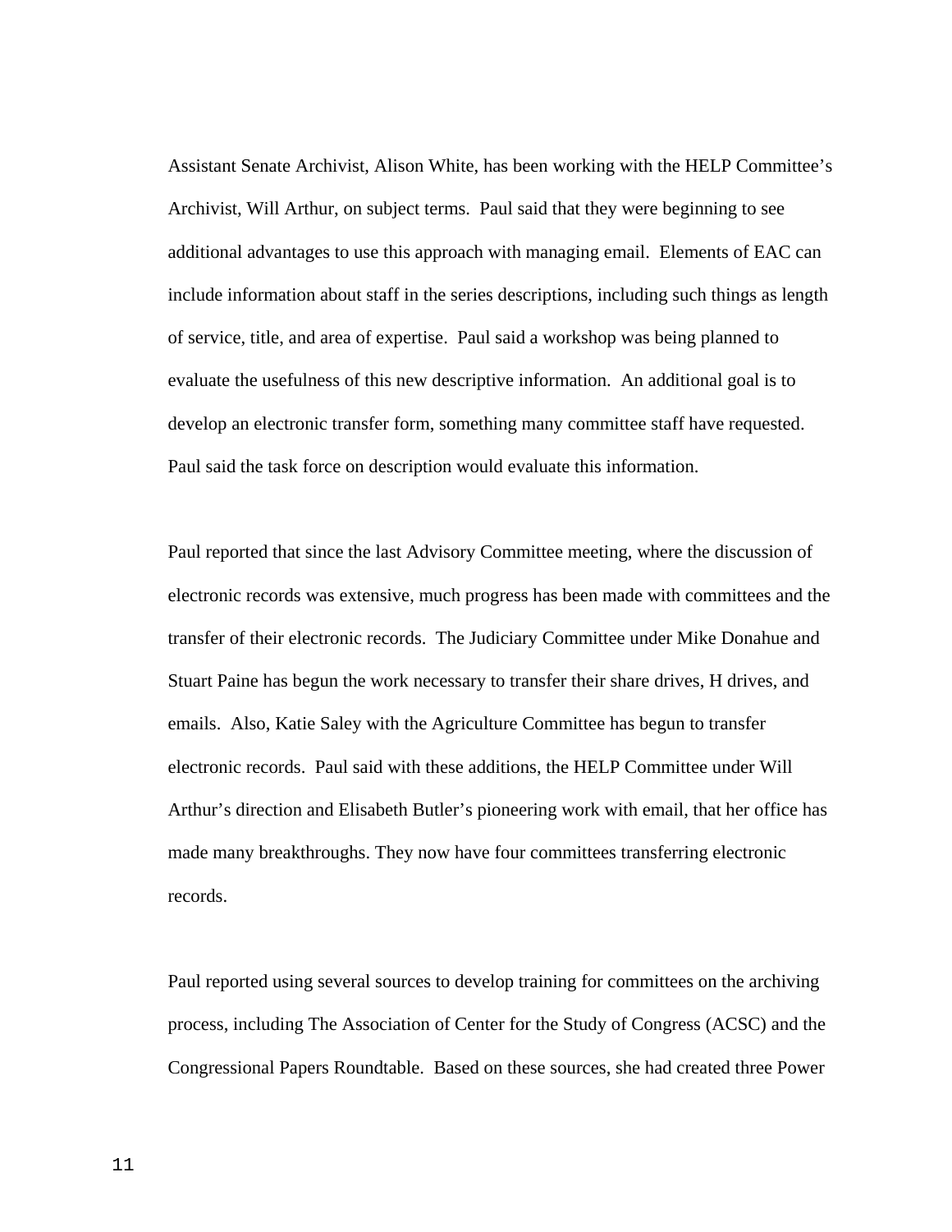Assistant Senate Archivist, Alison White, has been working with the HELP Committee's Archivist, Will Arthur, on subject terms. Paul said that they were beginning to see additional advantages to use this approach with managing email. Elements of EAC can include information about staff in the series descriptions, including such things as length of service, title, and area of expertise. Paul said a workshop was being planned to evaluate the usefulness of this new descriptive information. An additional goal is to develop an electronic transfer form, something many committee staff have requested. Paul said the task force on description would evaluate this information.

Paul reported that since the last Advisory Committee meeting, where the discussion of electronic records was extensive, much progress has been made with committees and the transfer of their electronic records. The Judiciary Committee under Mike Donahue and Stuart Paine has begun the work necessary to transfer their share drives, H drives, and emails. Also, Katie Saley with the Agriculture Committee has begun to transfer electronic records. Paul said with these additions, the HELP Committee under Will Arthur's direction and Elisabeth Butler's pioneering work with email, that her office has made many breakthroughs. They now have four committees transferring electronic records.

Paul reported using several sources to develop training for committees on the archiving process, including The Association of Center for the Study of Congress (ACSC) and the Congressional Papers Roundtable. Based on these sources, she had created three Power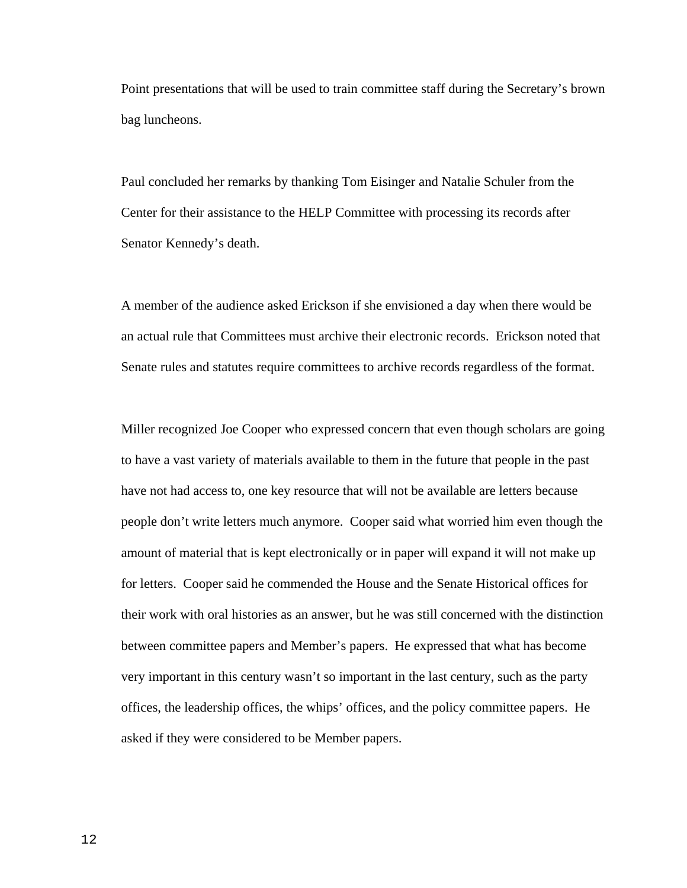Point presentations that will be used to train committee staff during the Secretary's brown bag luncheons.

Paul concluded her remarks by thanking Tom Eisinger and Natalie Schuler from the Center for their assistance to the HELP Committee with processing its records after Senator Kennedy's death.

A member of the audience asked Erickson if she envisioned a day when there would be an actual rule that Committees must archive their electronic records. Erickson noted that Senate rules and statutes require committees to archive records regardless of the format.

Miller recognized Joe Cooper who expressed concern that even though scholars are going to have a vast variety of materials available to them in the future that people in the past have not had access to, one key resource that will not be available are letters because people don't write letters much anymore. Cooper said what worried him even though the amount of material that is kept electronically or in paper will expand it will not make up for letters. Cooper said he commended the House and the Senate Historical offices for their work with oral histories as an answer, but he was still concerned with the distinction between committee papers and Member's papers. He expressed that what has become very important in this century wasn't so important in the last century, such as the party offices, the leadership offices, the whips' offices, and the policy committee papers. He asked if they were considered to be Member papers.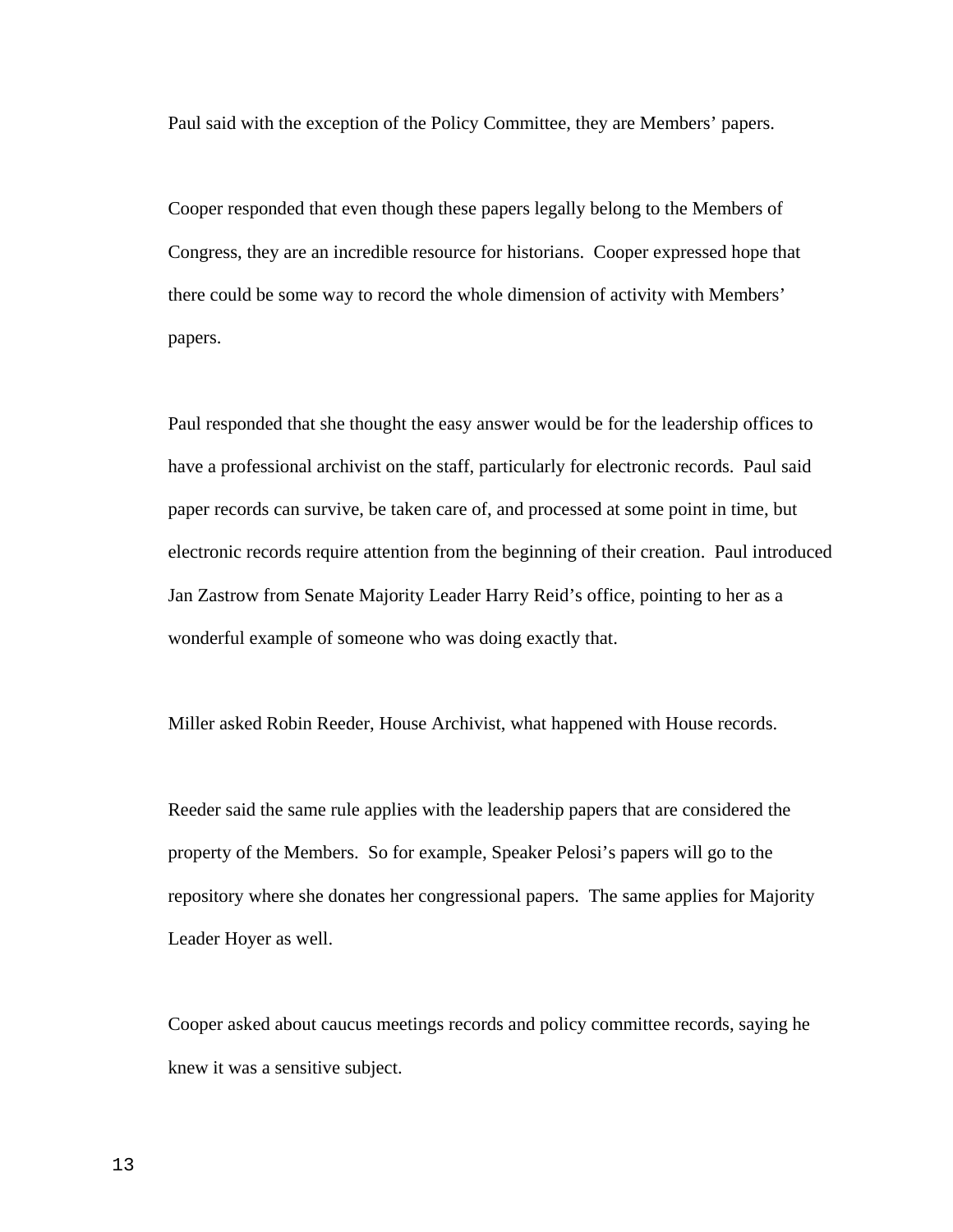Paul said with the exception of the Policy Committee, they are Members' papers.

Cooper responded that even though these papers legally belong to the Members of Congress, they are an incredible resource for historians. Cooper expressed hope that there could be some way to record the whole dimension of activity with Members' papers.

Paul responded that she thought the easy answer would be for the leadership offices to have a professional archivist on the staff, particularly for electronic records. Paul said paper records can survive, be taken care of, and processed at some point in time, but electronic records require attention from the beginning of their creation. Paul introduced Jan Zastrow from Senate Majority Leader Harry Reid's office, pointing to her as a wonderful example of someone who was doing exactly that.

Miller asked Robin Reeder, House Archivist, what happened with House records.

Reeder said the same rule applies with the leadership papers that are considered the property of the Members. So for example, Speaker Pelosi's papers will go to the repository where she donates her congressional papers. The same applies for Majority Leader Hoyer as well.

Cooper asked about caucus meetings records and policy committee records, saying he knew it was a sensitive subject.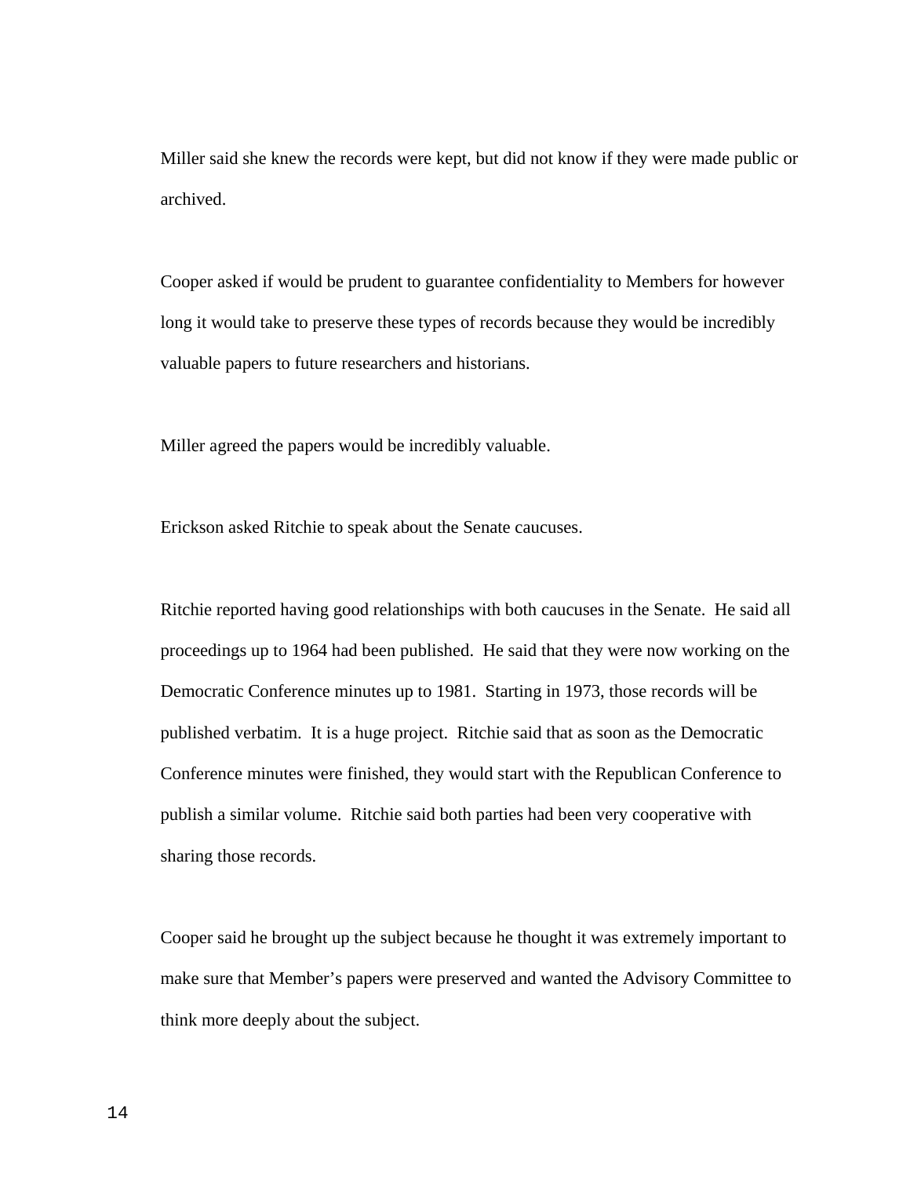Miller said she knew the records were kept, but did not know if they were made public or archived.

Cooper asked if would be prudent to guarantee confidentiality to Members for however long it would take to preserve these types of records because they would be incredibly valuable papers to future researchers and historians.

Miller agreed the papers would be incredibly valuable.

Erickson asked Ritchie to speak about the Senate caucuses.

Ritchie reported having good relationships with both caucuses in the Senate. He said all proceedings up to 1964 had been published. He said that they were now working on the Democratic Conference minutes up to 1981. Starting in 1973, those records will be published verbatim. It is a huge project. Ritchie said that as soon as the Democratic Conference minutes were finished, they would start with the Republican Conference to publish a similar volume. Ritchie said both parties had been very cooperative with sharing those records.

Cooper said he brought up the subject because he thought it was extremely important to make sure that Member's papers were preserved and wanted the Advisory Committee to think more deeply about the subject.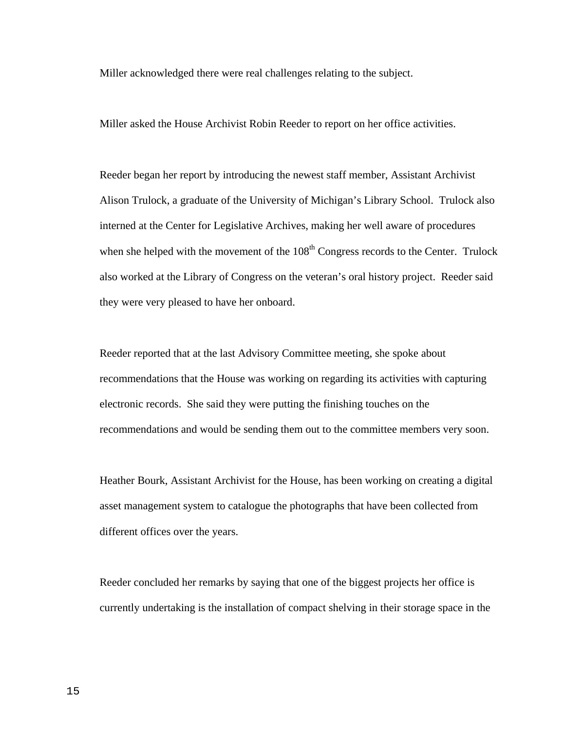Miller acknowledged there were real challenges relating to the subject.

Miller asked the House Archivist Robin Reeder to report on her office activities.

Reeder began her report by introducing the newest staff member, Assistant Archivist Alison Trulock, a graduate of the University of Michigan's Library School. Trulock also interned at the Center for Legislative Archives, making her well aware of procedures when she helped with the movement of the 108th Congress records to the Center. Trulock also worked at the Library of Congress on the veteran's oral history project. Reeder said they were very pleased to have her onboard.

Reeder reported that at the last Advisory Committee meeting, she spoke about recommendations that the House was working on regarding its activities with capturing electronic records. She said they were putting the finishing touches on the recommendations and would be sending them out to the committee members very soon.

Heather Bourk, Assistant Archivist for the House, has been working on creating a digital asset management system to catalogue the photographs that have been collected from different offices over the years.

Reeder concluded her remarks by saying that one of the biggest projects her office is currently undertaking is the installation of compact shelving in their storage space in the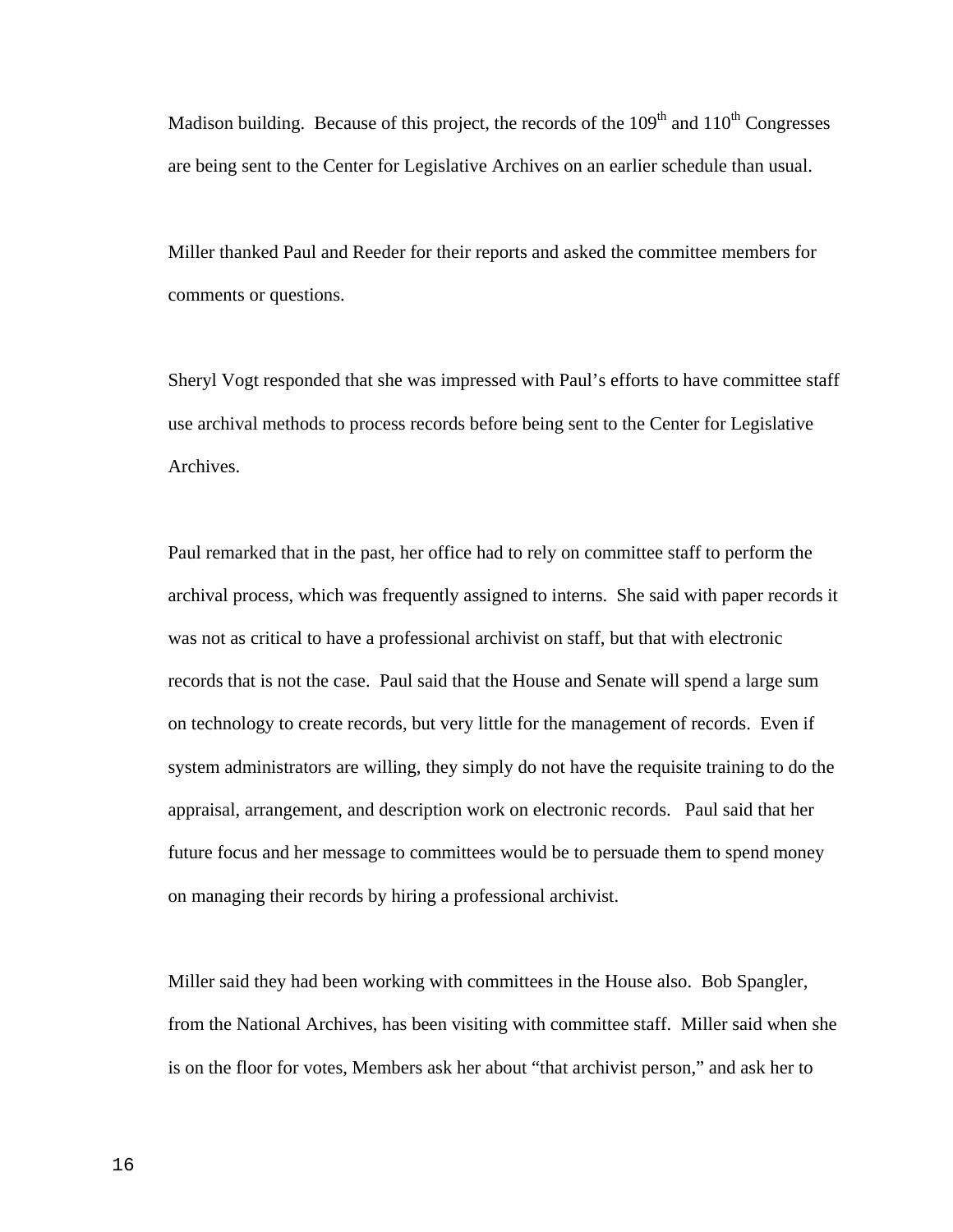Madison building. Because of this project, the records of the 109th and 110th Congresses are being sent to the Center for Legislative Archives on an earlier schedule than usual.

Miller thanked Paul and Reeder for their reports and asked the committee members for comments or questions.

Sheryl Vogt responded that she was impressed with Paul's efforts to have committee staff use archival methods to process records before being sent to the Center for Legislative Archives.

Paul remarked that in the past, her office had to rely on committee staff to perform the archival process, which was frequently assigned to interns. She said with paper records it was not as critical to have a professional archivist on staff, but that with electronic records that is not the case. Paul said that the House and Senate will spend a large sum on technology to create records, but very little for the management of records. Even if system administrators are willing, they simply do not have the requisite training to do the appraisal, arrangement, and description work on electronic records. Paul said that her future focus and her message to committees would be to persuade them to spend money on managing their records by hiring a professional archivist.

Miller said they had been working with committees in the House also. Bob Spangler, from the National Archives, has been visiting with committee staff. Miller said when she is on the floor for votes, Members ask her about "that archivist person," and ask her to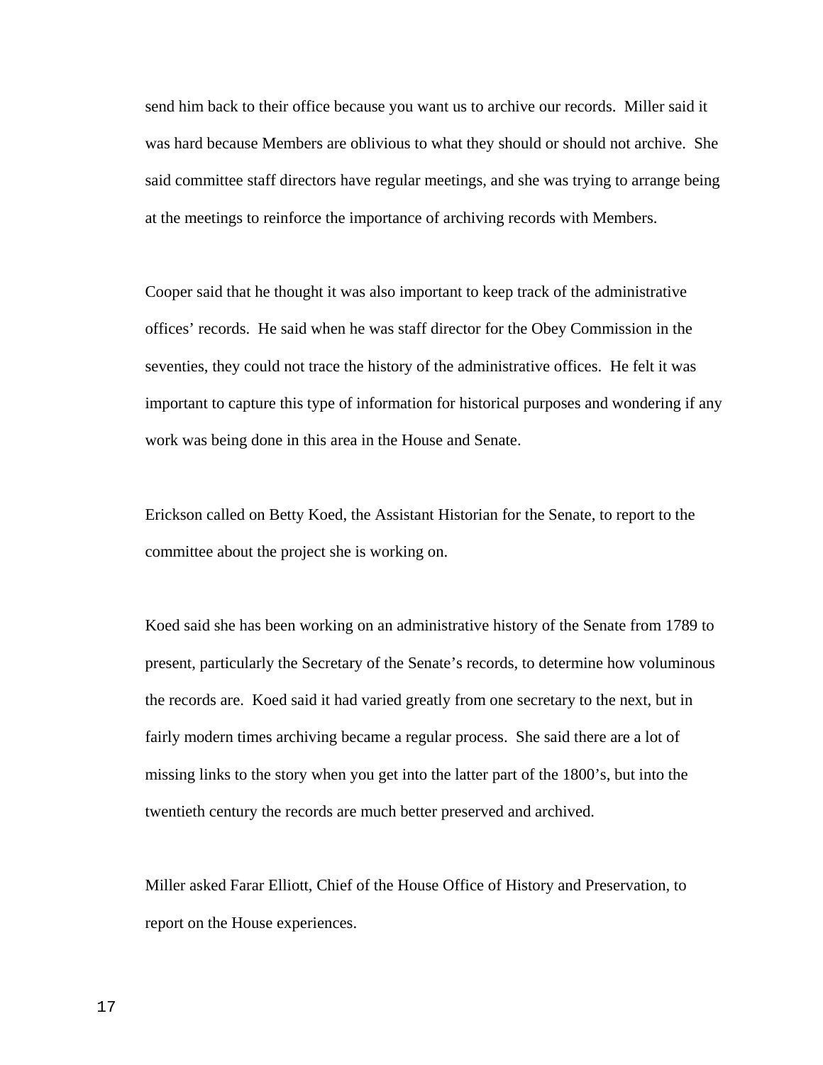send him back to their office because you want us to archive our records. Miller said it was hard because Members are oblivious to what they should or should not archive. She said committee staff directors have regular meetings, and she was trying to arrange being at the meetings to reinforce the importance of archiving records with Members.

Cooper said that he thought it was also important to keep track of the administrative offices' records. He said when he was staff director for the Obey Commission in the seventies, they could not trace the history of the administrative offices. He felt it was important to capture this type of information for historical purposes and wondering if any work was being done in this area in the House and Senate.

Erickson called on Betty Koed, the Assistant Historian for the Senate, to report to the committee about the project she is working on.

Koed said she has been working on an administrative history of the Senate from 1789 to present, particularly the Secretary of the Senate's records, to determine how voluminous the records are. Koed said it had varied greatly from one secretary to the next, but in fairly modern times archiving became a regular process. She said there are a lot of missing links to the story when you get into the latter part of the 1800's, but into the twentieth century the records are much better preserved and archived.

Miller asked Farar Elliott, Chief of the House Office of History and Preservation, to report on the House experiences.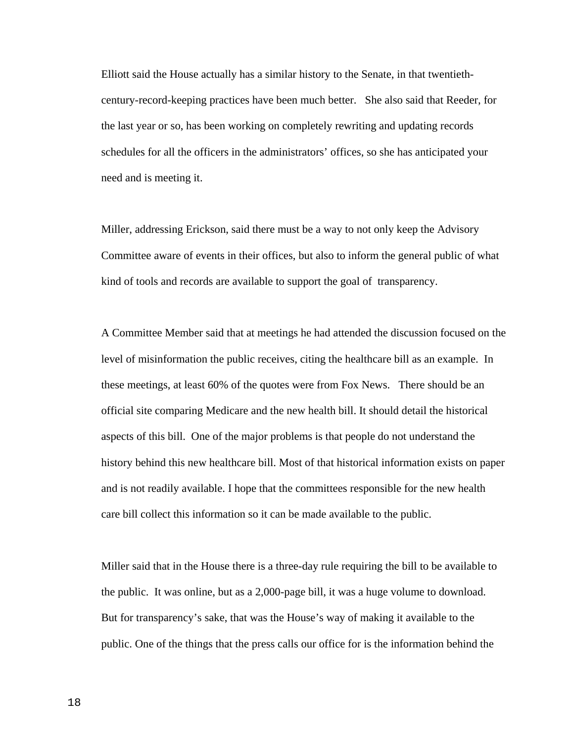Elliott said the House actually has a similar history to the Senate, in that twentieth-century-record-keeping practices have been much better. She also said that Reeder, for the last year or so, has been working on completely rewriting and updating records schedules for all the officers in the administrators' offices, so she has anticipated your need and is meeting it.

Miller, addressing Erickson, said there must be a way to not only keep the Advisory Committee aware of events in their offices, but also to inform the general public of what kind of tools and records are available to support the goal of transparency.

A Committee Member said that at meetings he had attended the discussion focused on the level of misinformation the public receives, citing the healthcare bill as an example. In these meetings, at least 60% of the quotes were from Fox News. There should be an official site comparing Medicare and the new health bill. It should detail the historical aspects of this bill. One of the major problems is that people do not understand the history behind this new healthcare bill. Most of that historical information exists on paper and is not readily available. I hope that the committees responsible for the new health care bill collect this information so it can be made available to the public.

Miller said that in the House there is a three-day rule requiring the bill to be available to the public. It was online, but as a 2,000-page bill, it was a huge volume to download. But for transparency's sake, that was the House's way of making it available to the public. One of the things that the press calls our office for is the information behind the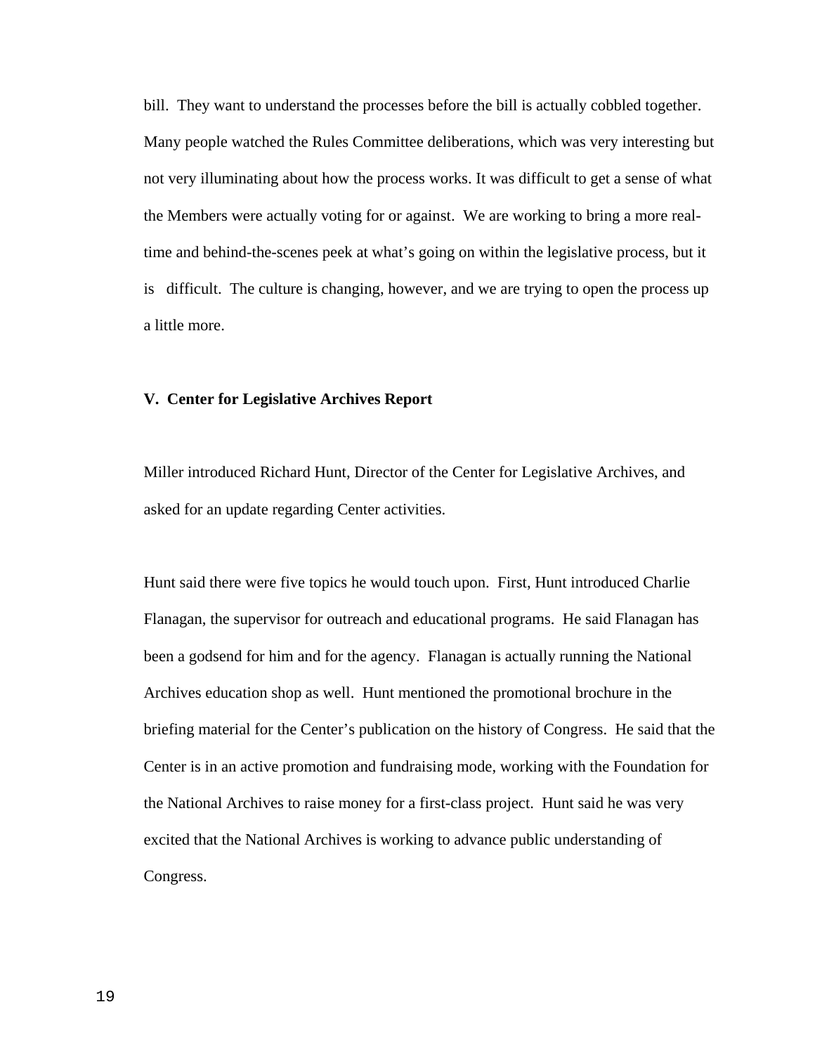bill. They want to understand the processes before the bill is actually cobbled together. Many people watched the Rules Committee deliberations, which was very interesting but not very illuminating about how the process works. It was difficult to get a sense of what the Members were actually voting for or against. We are working to bring a more real-time and behind-the-scenes peek at what's going on within the legislative process, but it is difficult. The culture is changing, however, and we are trying to open the process up a little more.

**V. Center for Legislative Archives Report**

Miller introduced Richard Hunt, Director of the Center for Legislative Archives, and asked for an update regarding Center activities.

Hunt said there were five topics he would touch upon. First, Hunt introduced Charlie Flanagan, the supervisor for outreach and educational programs. He said Flanagan has been a godsend for him and for the agency. Flanagan is actually running the National Archives education shop as well. Hunt mentioned the promotional brochure in the briefing material for the Center's publication on the history of Congress. He said that the Center is in an active promotion and fundraising mode, working with the Foundation for the National Archives to raise money for a first-class project. Hunt said he was very excited that the National Archives is working to advance public understanding of Congress.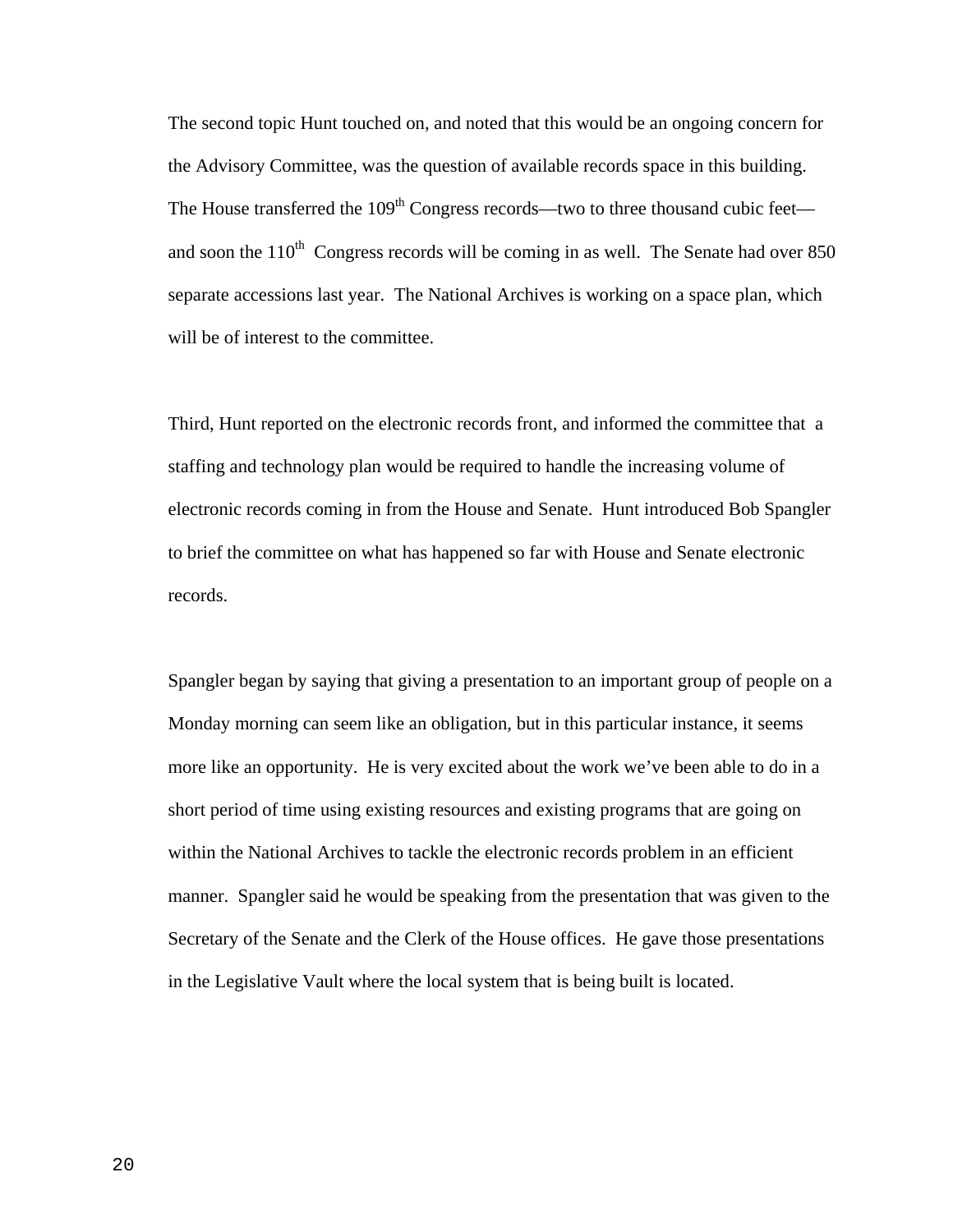The second topic Hunt touched on, and noted that this would be an ongoing concern for the Advisory Committee, was the question of available records space in this building. The House transferred the 109th Congress records—two to three thousand cubic feet—and soon the 110th Congress records will be coming in as well. The Senate had over 850 separate accessions last year. The National Archives is working on a space plan, which will be of interest to the committee.

Third, Hunt reported on the electronic records front, and informed the committee that a staffing and technology plan would be required to handle the increasing volume of electronic records coming in from the House and Senate. Hunt introduced Bob Spangler to brief the committee on what has happened so far with House and Senate electronic records.

Spangler began by saying that giving a presentation to an important group of people on a Monday morning can seem like an obligation, but in this particular instance, it seems more like an opportunity. He is very excited about the work we've been able to do in a short period of time using existing resources and existing programs that are going on within the National Archives to tackle the electronic records problem in an efficient manner. Spangler said he would be speaking from the presentation that was given to the Secretary of the Senate and the Clerk of the House offices. He gave those presentations in the Legislative Vault where the local system that is being built is located.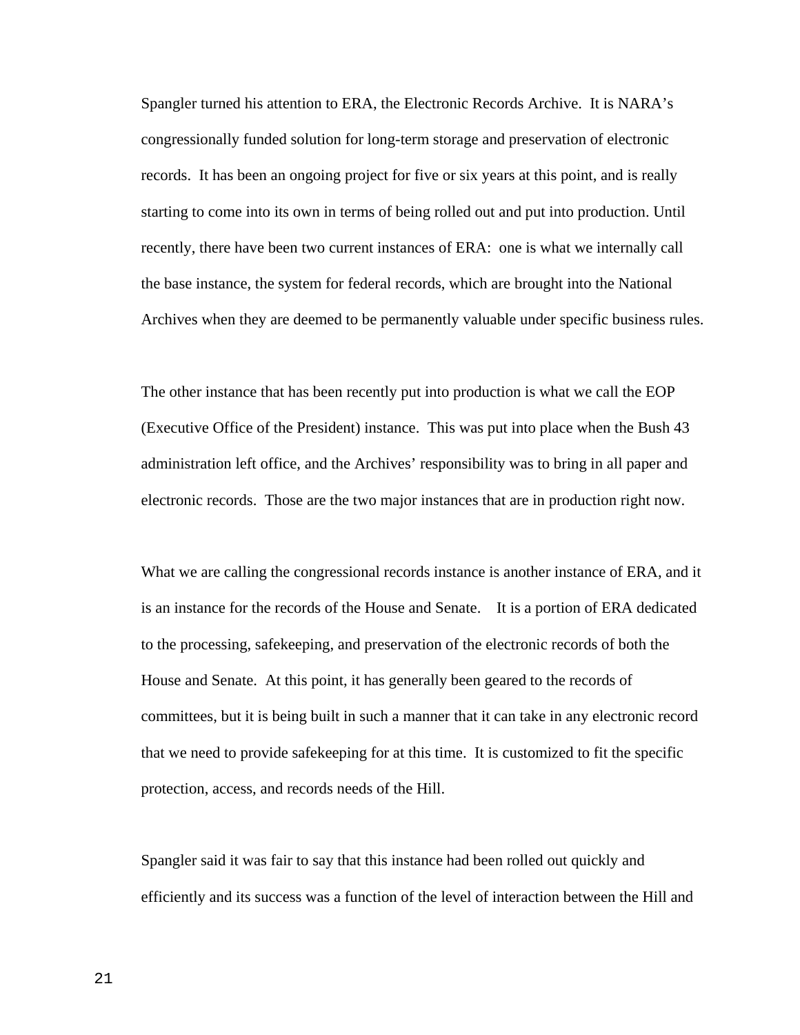Spangler turned his attention to ERA, the Electronic Records Archive. It is NARA's congressionally funded solution for long-term storage and preservation of electronic records. It has been an ongoing project for five or six years at this point, and is really starting to come into its own in terms of being rolled out and put into production. Until recently, there have been two current instances of ERA: one is what we internally call the base instance, the system for federal records, which are brought into the National Archives when they are deemed to be permanently valuable under specific business rules.

The other instance that has been recently put into production is what we call the EOP (Executive Office of the President) instance. This was put into place when the Bush 43 administration left office, and the Archives' responsibility was to bring in all paper and electronic records. Those are the two major instances that are in production right now.

What we are calling the congressional records instance is another instance of ERA, and it is an instance for the records of the House and Senate. It is a portion of ERA dedicated to the processing, safekeeping, and preservation of the electronic records of both the House and Senate. At this point, it has generally been geared to the records of committees, but it is being built in such a manner that it can take in any electronic record that we need to provide safekeeping for at this time. It is customized to fit the specific protection, access, and records needs of the Hill.

Spangler said it was fair to say that this instance had been rolled out quickly and efficiently and its success was a function of the level of interaction between the Hill and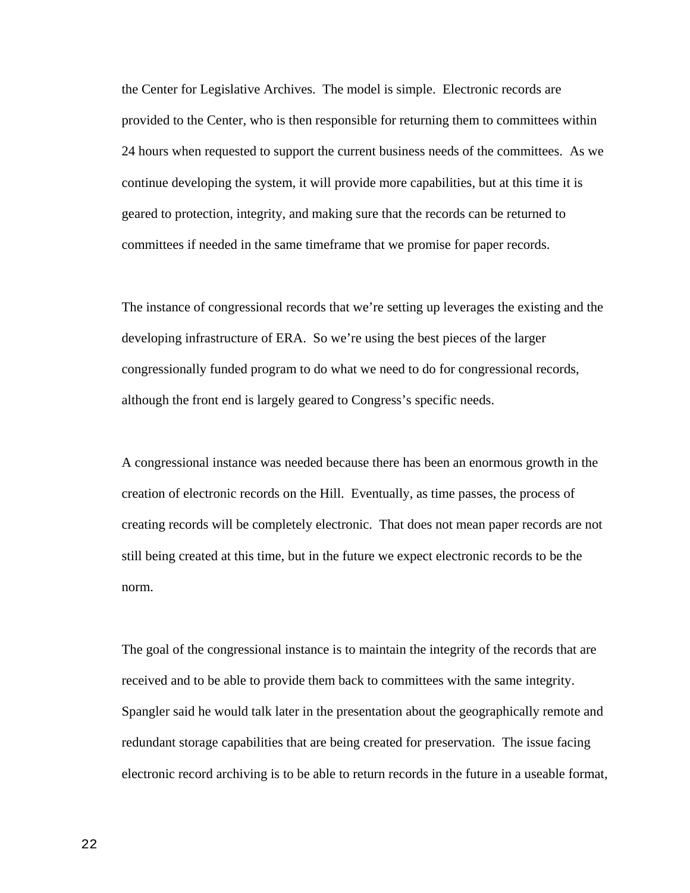the Center for Legislative Archives. The model is simple. Electronic records are provided to the Center, who is then responsible for returning them to committees within 24 hours when requested to support the current business needs of the committees. As we continue developing the system, it will provide more capabilities, but at this time it is geared to protection, integrity, and making sure that the records can be returned to committees if needed in the same timeframe that we promise for paper records.

The instance of congressional records that we're setting up leverages the existing and the developing infrastructure of ERA. So we're using the best pieces of the larger congressionally funded program to do what we need to do for congressional records, although the front end is largely geared to Congress's specific needs.

A congressional instance was needed because there has been an enormous growth in the creation of electronic records on the Hill. Eventually, as time passes, the process of creating records will be completely electronic. That does not mean paper records are not still being created at this time, but in the future we expect electronic records to be the norm.

The goal of the congressional instance is to maintain the integrity of the records that are received and to be able to provide them back to committees with the same integrity. Spangler said he would talk later in the presentation about the geographically remote and redundant storage capabilities that are being created for preservation. The issue facing electronic record archiving is to be able to return records in the future in a useable format,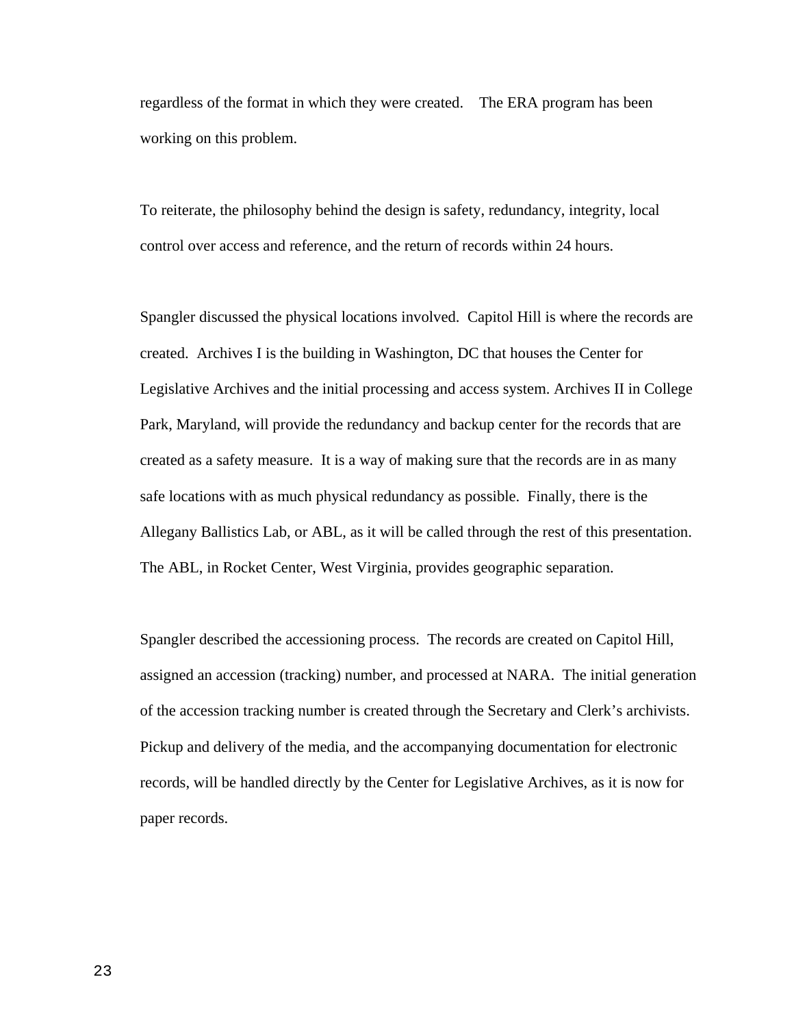regardless of the format in which they were created. The ERA program has been working on this problem.

To reiterate, the philosophy behind the design is safety, redundancy, integrity, local control over access and reference, and the return of records within 24 hours.

Spangler discussed the physical locations involved. Capitol Hill is where the records are created. Archives I is the building in Washington, DC that houses the Center for Legislative Archives and the initial processing and access system. Archives II in College Park, Maryland, will provide the redundancy and backup center for the records that are created as a safety measure. It is a way of making sure that the records are in as many safe locations with as much physical redundancy as possible. Finally, there is the Allegany Ballistics Lab, or ABL, as it will be called through the rest of this presentation. The ABL, in Rocket Center, West Virginia, provides geographic separation.

Spangler described the accessioning process. The records are created on Capitol Hill, assigned an accession (tracking) number, and processed at NARA. The initial generation of the accession tracking number is created through the Secretary and Clerk's archivists. Pickup and delivery of the media, and the accompanying documentation for electronic records, will be handled directly by the Center for Legislative Archives, as it is now for paper records.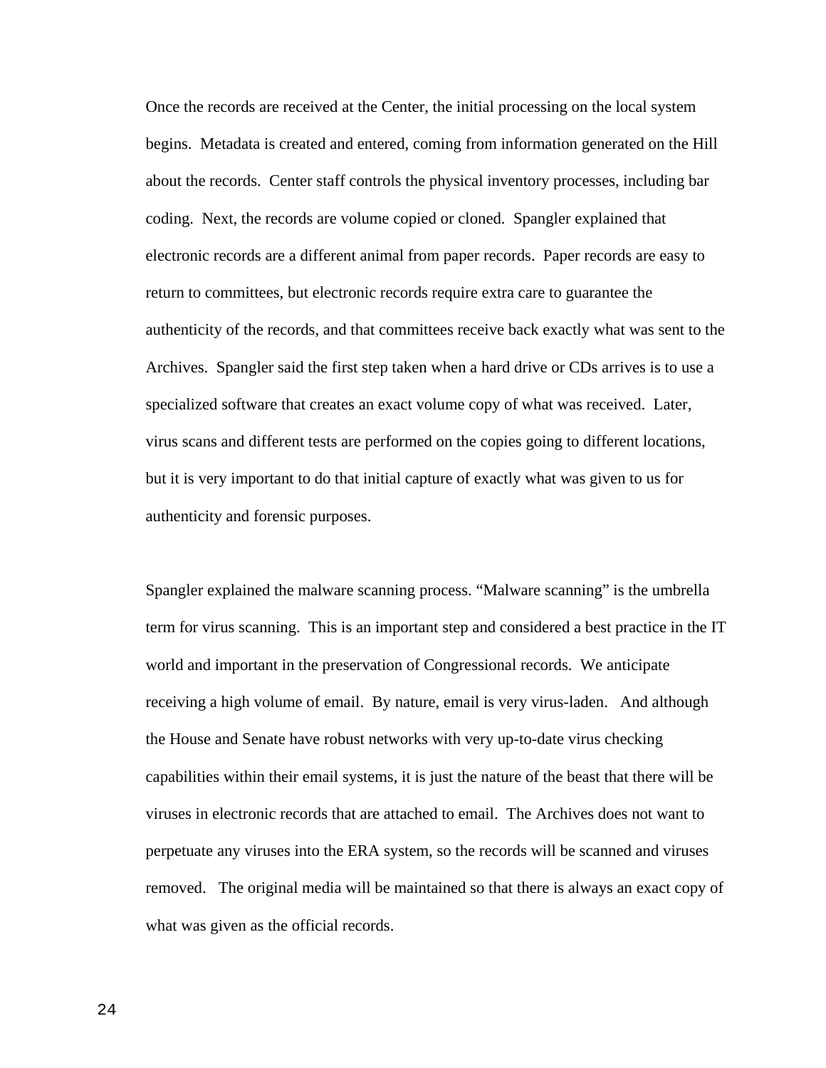Once the records are received at the Center, the initial processing on the local system begins. Metadata is created and entered, coming from information generated on the Hill about the records. Center staff controls the physical inventory processes, including bar coding. Next, the records are volume copied or cloned. Spangler explained that electronic records are a different animal from paper records. Paper records are easy to return to committees, but electronic records require extra care to guarantee the authenticity of the records, and that committees receive back exactly what was sent to the Archives. Spangler said the first step taken when a hard drive or CDs arrives is to use a specialized software that creates an exact volume copy of what was received. Later, virus scans and different tests are performed on the copies going to different locations, but it is very important to do that initial capture of exactly what was given to us for authenticity and forensic purposes.

Spangler explained the malware scanning process. "Malware scanning" is the umbrella term for virus scanning. This is an important step and considered a best practice in the IT world and important in the preservation of Congressional records. We anticipate receiving a high volume of email. By nature, email is very virus-laden. And although the House and Senate have robust networks with very up-to-date virus checking capabilities within their email systems, it is just the nature of the beast that there will be viruses in electronic records that are attached to email. The Archives does not want to perpetuate any viruses into the ERA system, so the records will be scanned and viruses removed. The original media will be maintained so that there is always an exact copy of what was given as the official records.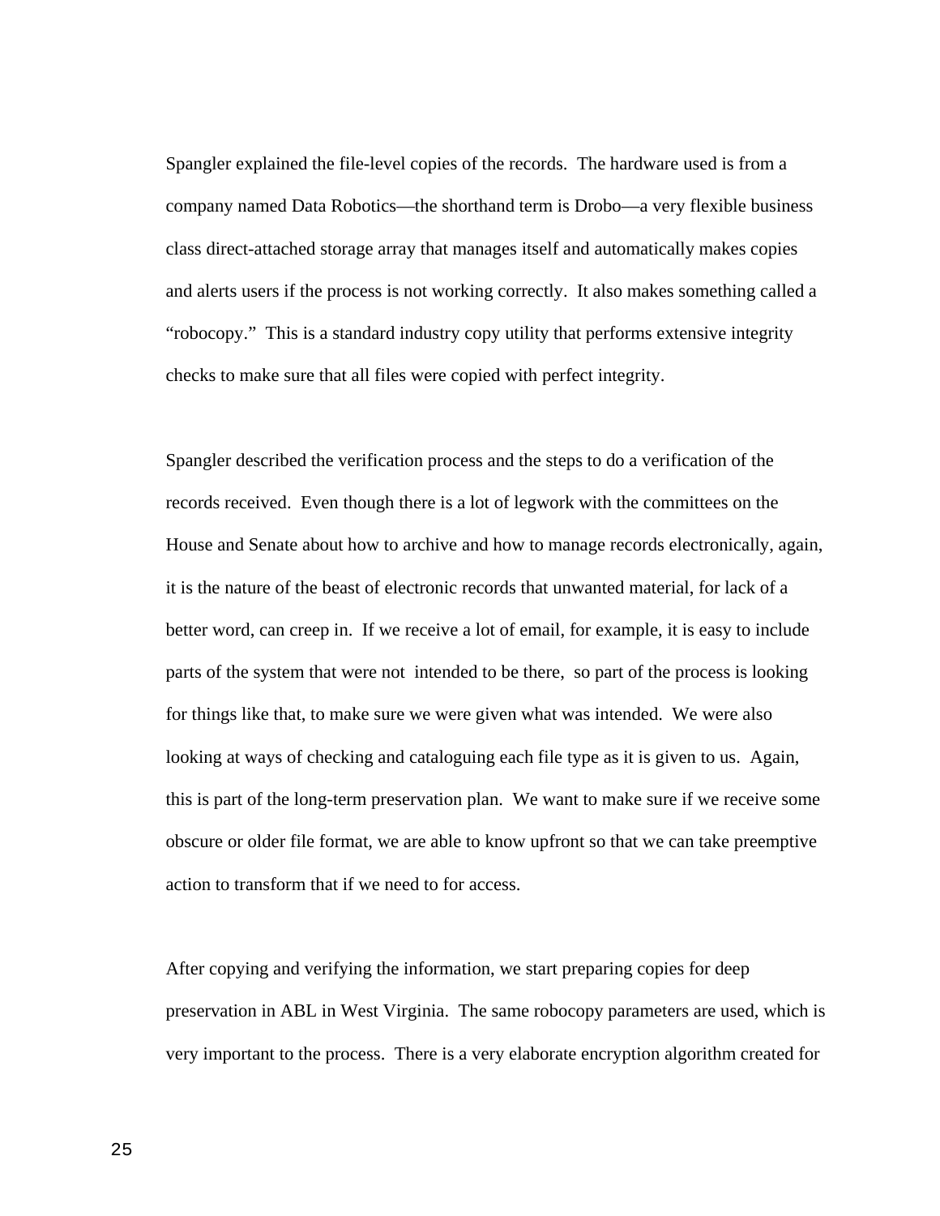Spangler explained the file-level copies of the records. The hardware used is from a company named Data Robotics—the shorthand term is Drobo—a very flexible business class direct-attached storage array that manages itself and automatically makes copies and alerts users if the process is not working correctly. It also makes something called a "robocopy." This is a standard industry copy utility that performs extensive integrity checks to make sure that all files were copied with perfect integrity.

Spangler described the verification process and the steps to do a verification of the records received. Even though there is a lot of legwork with the committees on the House and Senate about how to archive and how to manage records electronically, again, it is the nature of the beast of electronic records that unwanted material, for lack of a better word, can creep in. If we receive a lot of email, for example, it is easy to include parts of the system that were not intended to be there, so part of the process is looking for things like that, to make sure we were given what was intended. We were also looking at ways of checking and cataloguing each file type as it is given to us. Again, this is part of the long-term preservation plan. We want to make sure if we receive some obscure or older file format, we are able to know upfront so that we can take preemptive action to transform that if we need to for access.

After copying and verifying the information, we start preparing copies for deep preservation in ABL in West Virginia. The same robocopy parameters are used, which is very important to the process. There is a very elaborate encryption algorithm created for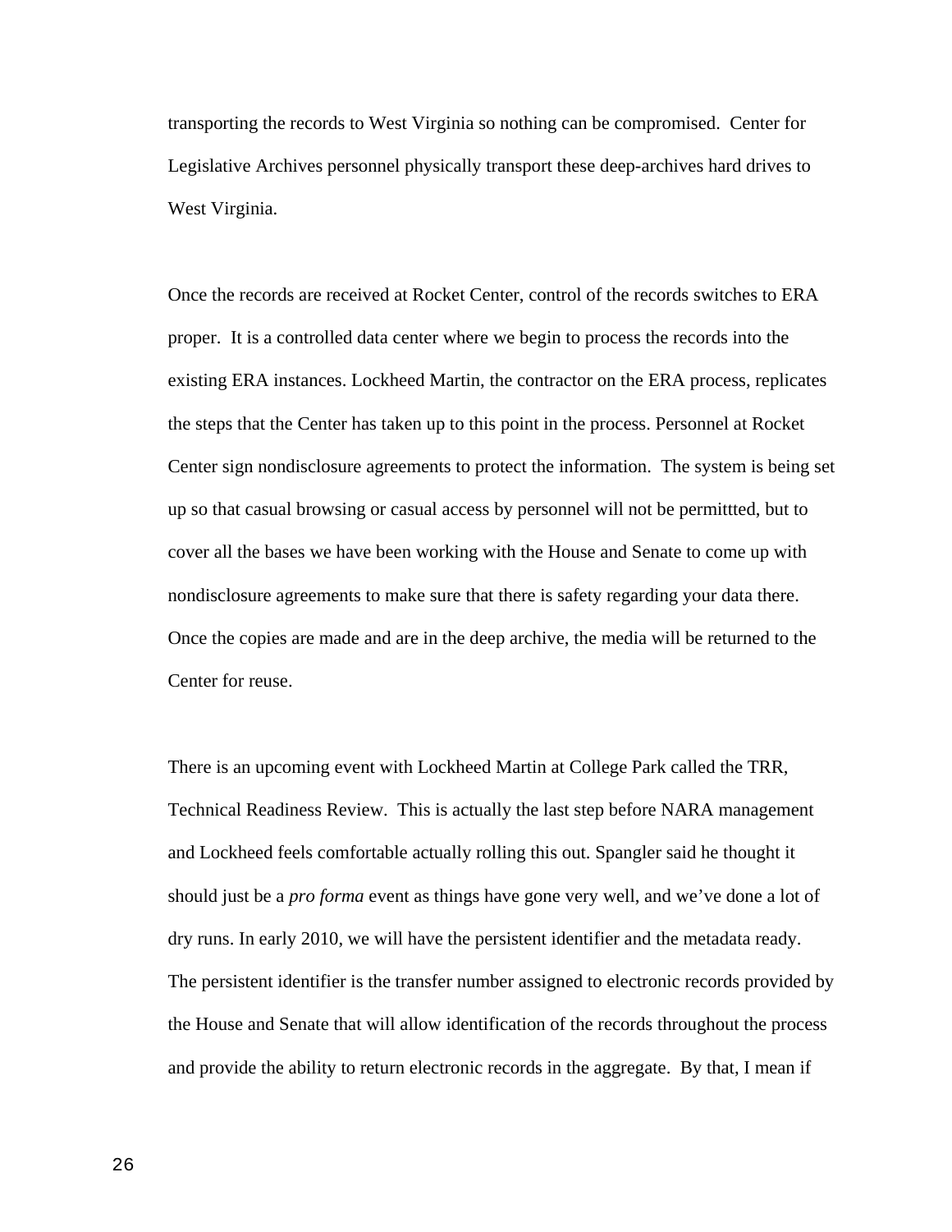transporting the records to West Virginia so nothing can be compromised. Center for Legislative Archives personnel physically transport these deep-archives hard drives to West Virginia.

Once the records are received at Rocket Center, control of the records switches to ERA proper. It is a controlled data center where we begin to process the records into the existing ERA instances. Lockheed Martin, the contractor on the ERA process, replicates the steps that the Center has taken up to this point in the process. Personnel at Rocket Center sign nondisclosure agreements to protect the information. The system is being set up so that casual browsing or casual access by personnel will not be permittted, but to cover all the bases we have been working with the House and Senate to come up with nondisclosure agreements to make sure that there is safety regarding your data there. Once the copies are made and are in the deep archive, the media will be returned to the Center for reuse.

There is an upcoming event with Lockheed Martin at College Park called the TRR, Technical Readiness Review. This is actually the last step before NARA management and Lockheed feels comfortable actually rolling this out. Spangler said he thought it should just be a *pro forma* event as things have gone very well, and we've done a lot of dry runs. In early 2010, we will have the persistent identifier and the metadata ready. The persistent identifier is the transfer number assigned to electronic records provided by the House and Senate that will allow identification of the records throughout the process and provide the ability to return electronic records in the aggregate. By that, I mean if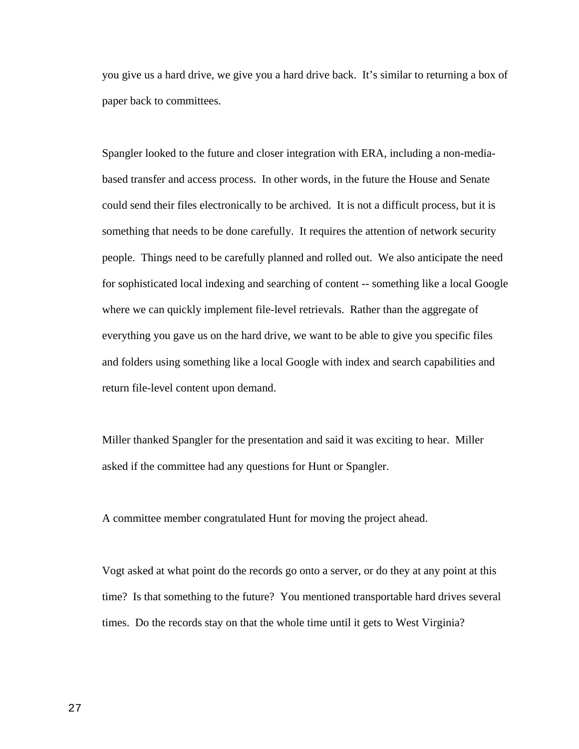you give us a hard drive, we give you a hard drive back. It's similar to returning a box of paper back to committees.

Spangler looked to the future and closer integration with ERA, including a non-media-based transfer and access process. In other words, in the future the House and Senate could send their files electronically to be archived. It is not a difficult process, but it is something that needs to be done carefully. It requires the attention of network security people. Things need to be carefully planned and rolled out. We also anticipate the need for sophisticated local indexing and searching of content -- something like a local Google where we can quickly implement file-level retrievals. Rather than the aggregate of everything you gave us on the hard drive, we want to be able to give you specific files and folders using something like a local Google with index and search capabilities and return file-level content upon demand.

Miller thanked Spangler for the presentation and said it was exciting to hear. Miller asked if the committee had any questions for Hunt or Spangler.

A committee member congratulated Hunt for moving the project ahead.

Vogt asked at what point do the records go onto a server, or do they at any point at this time? Is that something to the future? You mentioned transportable hard drives several times. Do the records stay on that the whole time until it gets to West Virginia?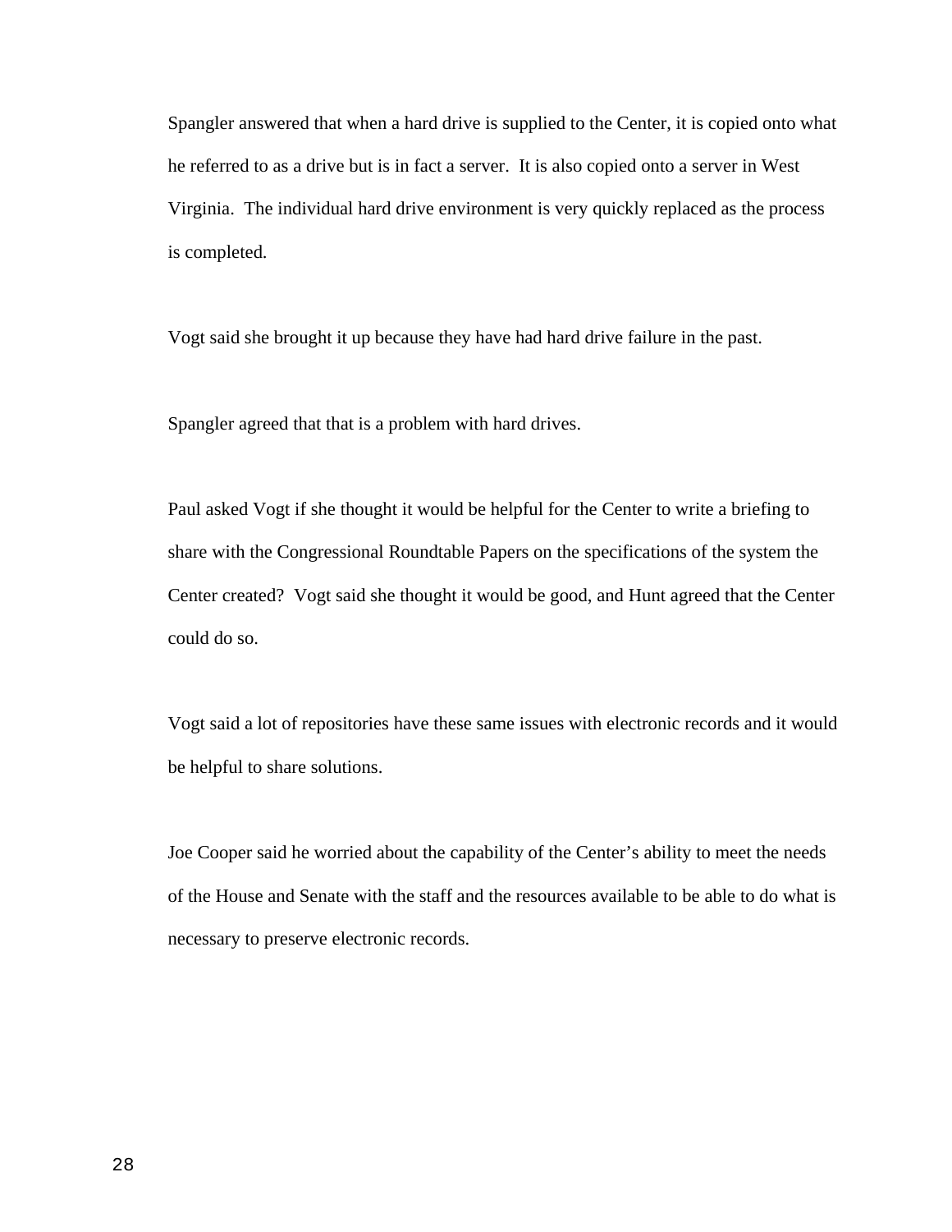Spangler answered that when a hard drive is supplied to the Center, it is copied onto what he referred to as a drive but is in fact a server. It is also copied onto a server in West Virginia. The individual hard drive environment is very quickly replaced as the process is completed.

Vogt said she brought it up because they have had hard drive failure in the past.

Spangler agreed that that is a problem with hard drives.

Paul asked Vogt if she thought it would be helpful for the Center to write a briefing to share with the Congressional Roundtable Papers on the specifications of the system the Center created? Vogt said she thought it would be good, and Hunt agreed that the Center could do so.

Vogt said a lot of repositories have these same issues with electronic records and it would be helpful to share solutions.

Joe Cooper said he worried about the capability of the Center's ability to meet the needs of the House and Senate with the staff and the resources available to be able to do what is necessary to preserve electronic records.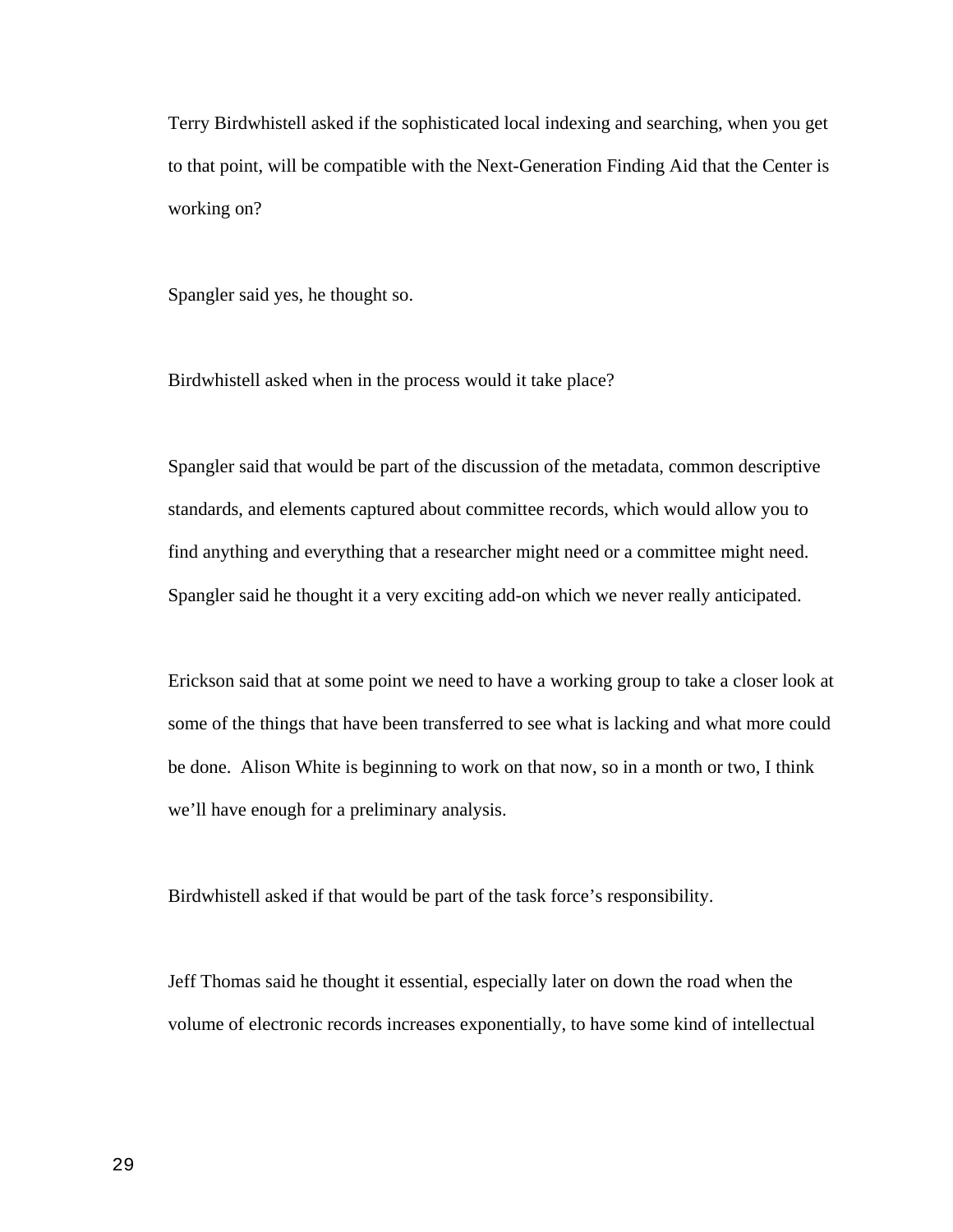Terry Birdwhistell asked if the sophisticated local indexing and searching, when you get to that point, will be compatible with the Next-Generation Finding Aid that the Center is working on?

Spangler said yes, he thought so.

Birdwhistell asked when in the process would it take place?

Spangler said that would be part of the discussion of the metadata, common descriptive standards, and elements captured about committee records, which would allow you to find anything and everything that a researcher might need or a committee might need. Spangler said he thought it a very exciting add-on which we never really anticipated.

Erickson said that at some point we need to have a working group to take a closer look at some of the things that have been transferred to see what is lacking and what more could be done. Alison White is beginning to work on that now, so in a month or two, I think we'll have enough for a preliminary analysis.

Birdwhistell asked if that would be part of the task force's responsibility.

Jeff Thomas said he thought it essential, especially later on down the road when the volume of electronic records increases exponentially, to have some kind of intellectual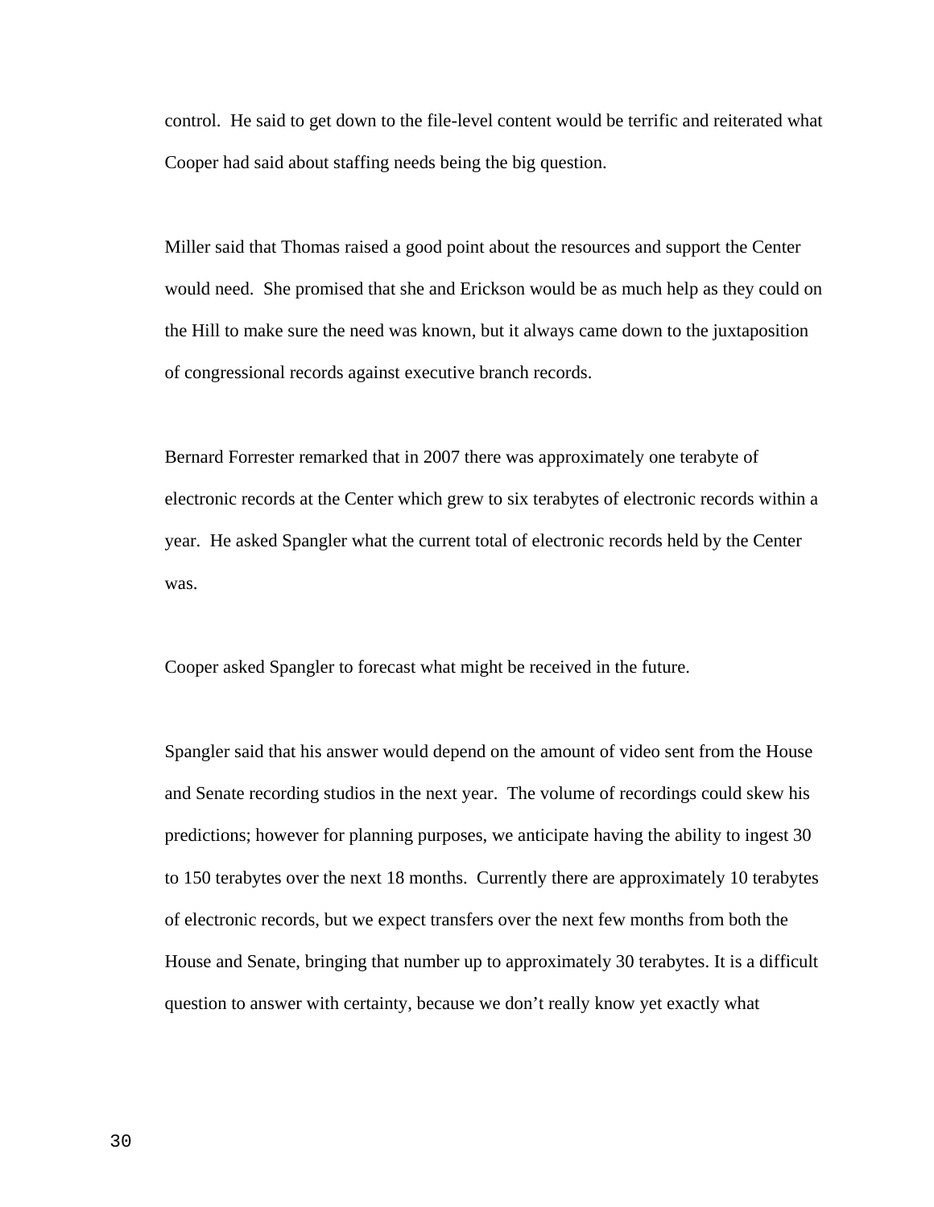control. He said to get down to the file-level content would be terrific and reiterated what Cooper had said about staffing needs being the big question.

Miller said that Thomas raised a good point about the resources and support the Center would need. She promised that she and Erickson would be as much help as they could on the Hill to make sure the need was known, but it always came down to the juxtaposition of congressional records against executive branch records.

Bernard Forrester remarked that in 2007 there was approximately one terabyte of electronic records at the Center which grew to six terabytes of electronic records within a year. He asked Spangler what the current total of electronic records held by the Center was.

Cooper asked Spangler to forecast what might be received in the future.

Spangler said that his answer would depend on the amount of video sent from the House and Senate recording studios in the next year. The volume of recordings could skew his predictions; however for planning purposes, we anticipate having the ability to ingest 30 to 150 terabytes over the next 18 months. Currently there are approximately 10 terabytes of electronic records, but we expect transfers over the next few months from both the House and Senate, bringing that number up to approximately 30 terabytes. It is a difficult question to answer with certainty, because we don't really know yet exactly what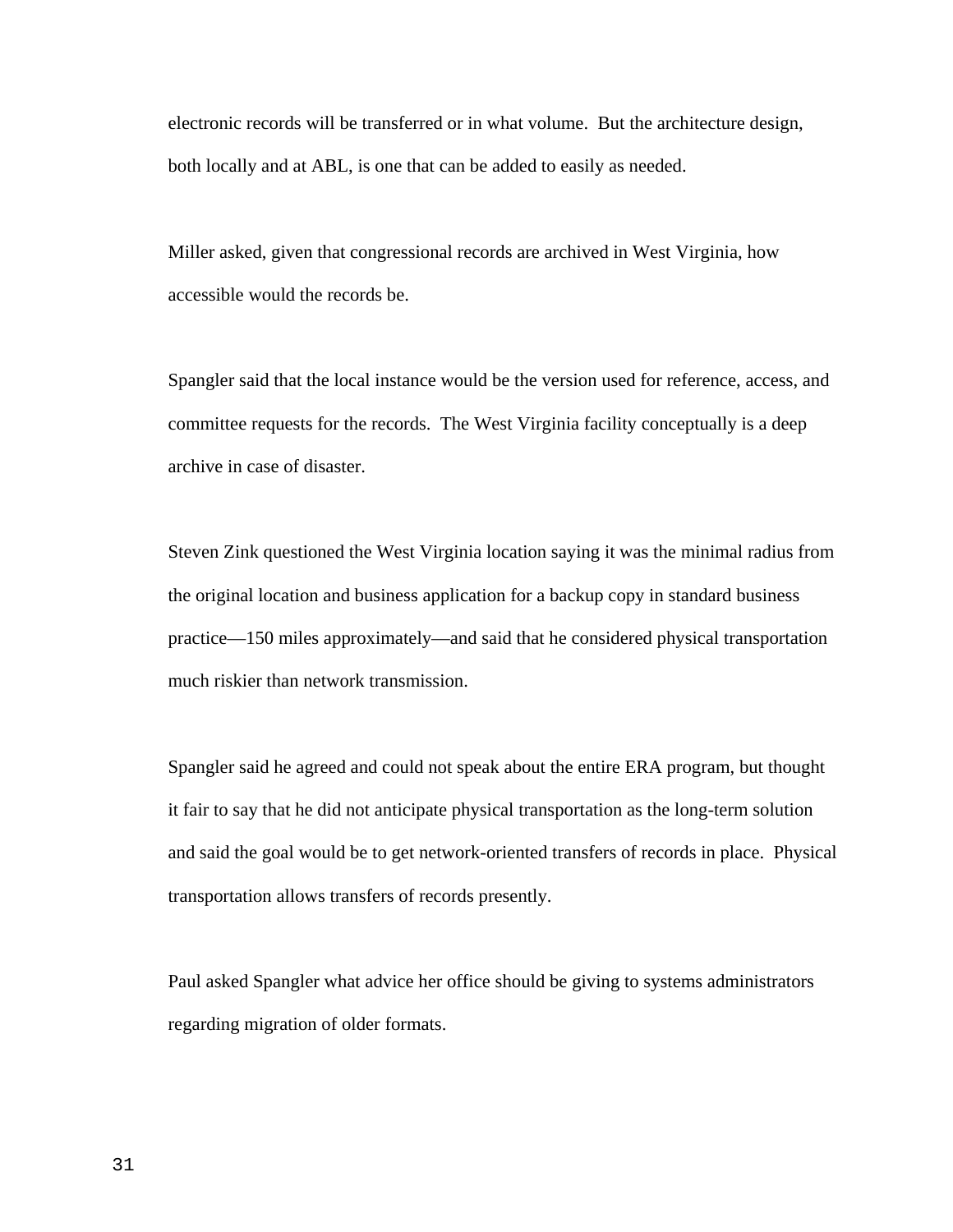electronic records will be transferred or in what volume.  But the architecture design, both locally and at ABL, is one that can be added to easily as needed.

Miller asked, given that congressional records are archived in West Virginia, how accessible would the records be.

Spangler said that the local instance would be the version used for reference, access, and committee requests for the records.  The West Virginia facility conceptually is a deep archive in case of disaster.

Steven Zink questioned the West Virginia location saying it was the minimal radius from the original location and business application for a backup copy in standard business practice—150 miles approximately—and said that he considered physical transportation much riskier than network transmission.

Spangler said he agreed and could not speak about the entire ERA program, but thought it fair to say that he did not anticipate physical transportation as the long-term solution and said the goal would be to get network-oriented transfers of records in place.  Physical transportation allows transfers of records presently.

Paul asked Spangler what advice her office should be giving to systems administrators regarding migration of older formats.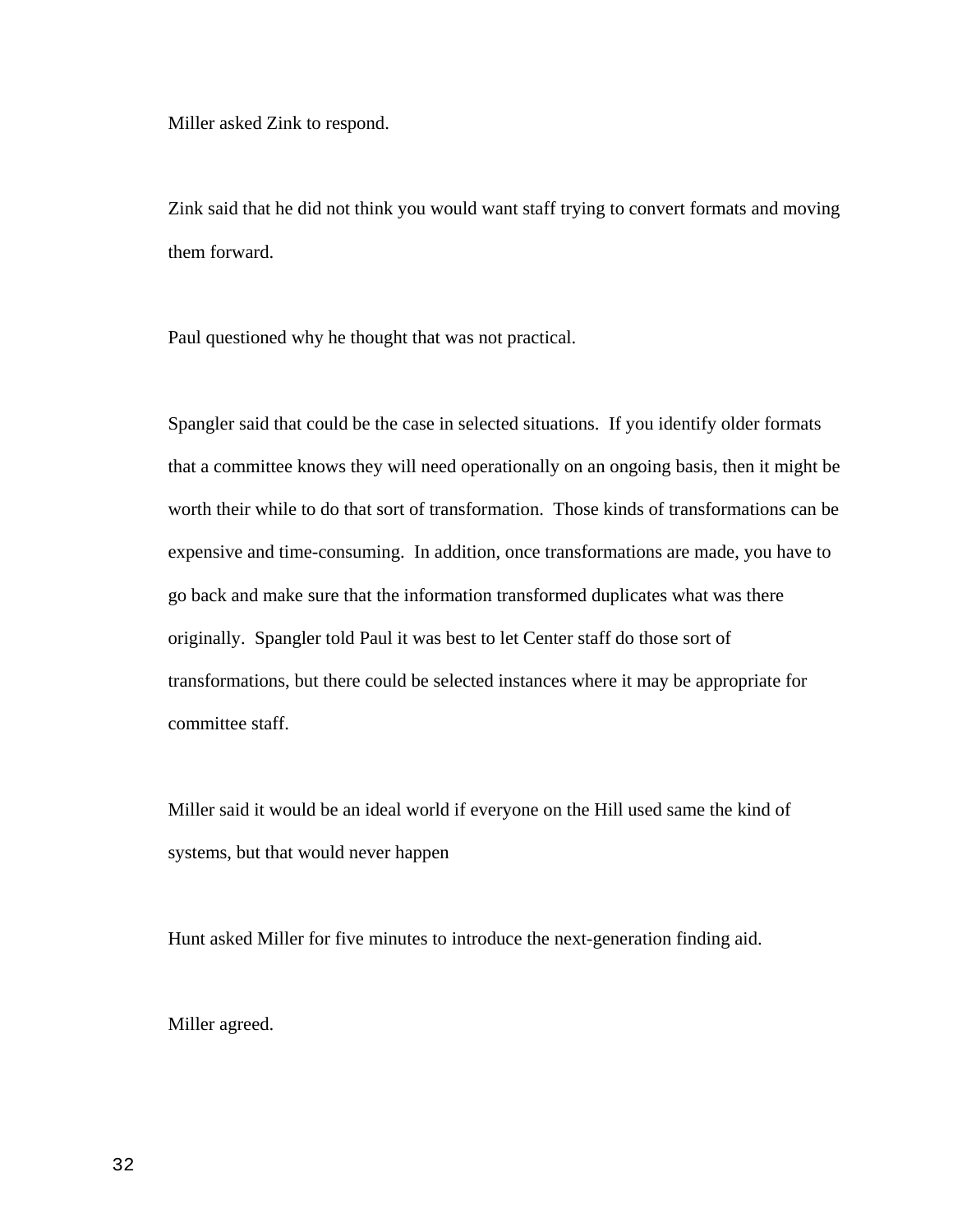Miller asked Zink to respond.

Zink said that he did not think you would want staff trying to convert formats and moving them forward.

Paul questioned why he thought that was not practical.

Spangler said that could be the case in selected situations. If you identify older formats that a committee knows they will need operationally on an ongoing basis, then it might be worth their while to do that sort of transformation. Those kinds of transformations can be expensive and time-consuming. In addition, once transformations are made, you have to go back and make sure that the information transformed duplicates what was there originally. Spangler told Paul it was best to let Center staff do those sort of transformations, but there could be selected instances where it may be appropriate for committee staff.

Miller said it would be an ideal world if everyone on the Hill used same the kind of systems, but that would never happen

Hunt asked Miller for five minutes to introduce the next-generation finding aid.

Miller agreed.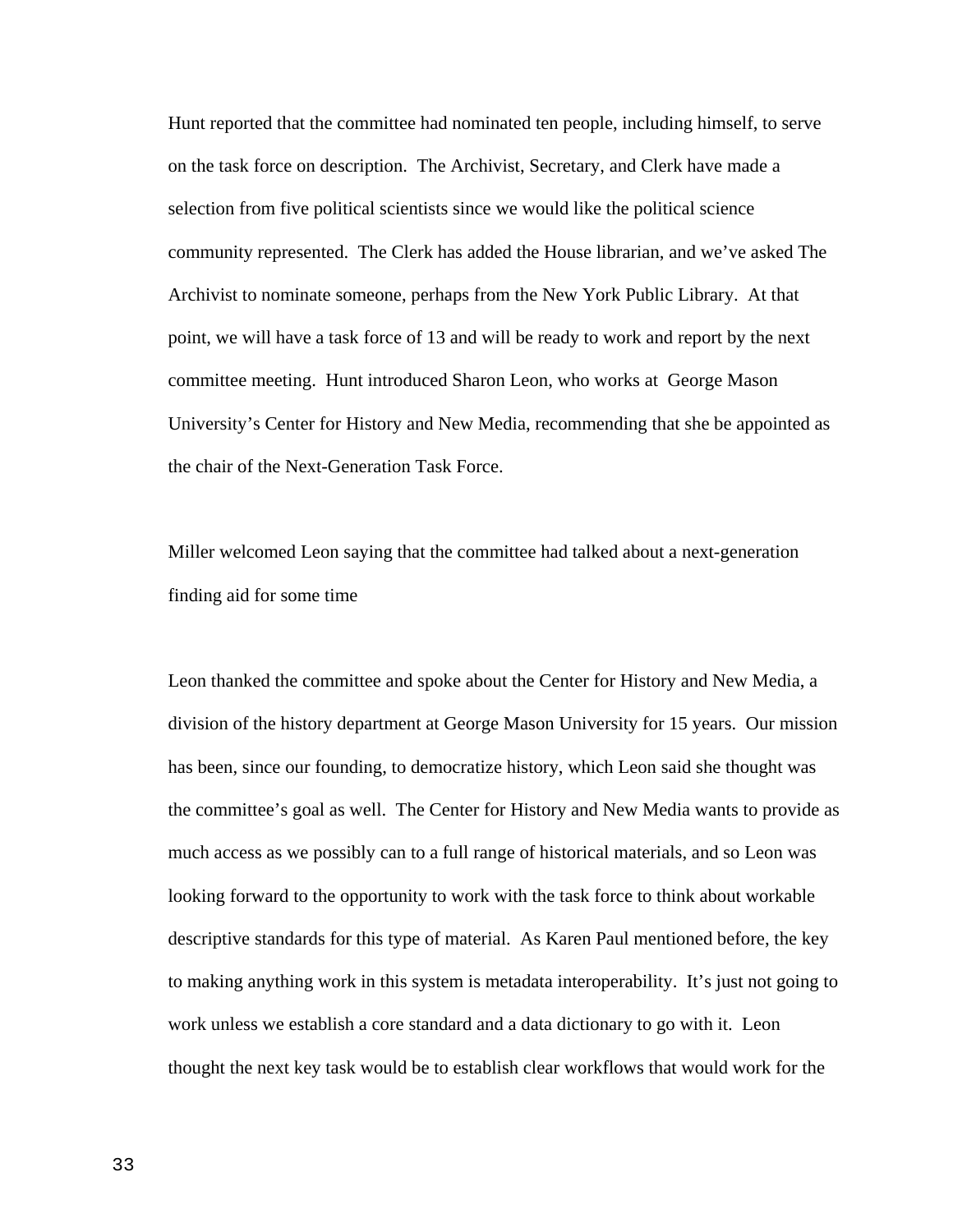Hunt reported that the committee had nominated ten people, including himself, to serve on the task force on description. The Archivist, Secretary, and Clerk have made a selection from five political scientists since we would like the political science community represented. The Clerk has added the House librarian, and we've asked The Archivist to nominate someone, perhaps from the New York Public Library. At that point, we will have a task force of 13 and will be ready to work and report by the next committee meeting. Hunt introduced Sharon Leon, who works at George Mason University's Center for History and New Media, recommending that she be appointed as the chair of the Next-Generation Task Force.

Miller welcomed Leon saying that the committee had talked about a next-generation finding aid for some time

Leon thanked the committee and spoke about the Center for History and New Media, a division of the history department at George Mason University for 15 years. Our mission has been, since our founding, to democratize history, which Leon said she thought was the committee's goal as well. The Center for History and New Media wants to provide as much access as we possibly can to a full range of historical materials, and so Leon was looking forward to the opportunity to work with the task force to think about workable descriptive standards for this type of material. As Karen Paul mentioned before, the key to making anything work in this system is metadata interoperability. It's just not going to work unless we establish a core standard and a data dictionary to go with it. Leon thought the next key task would be to establish clear workflows that would work for the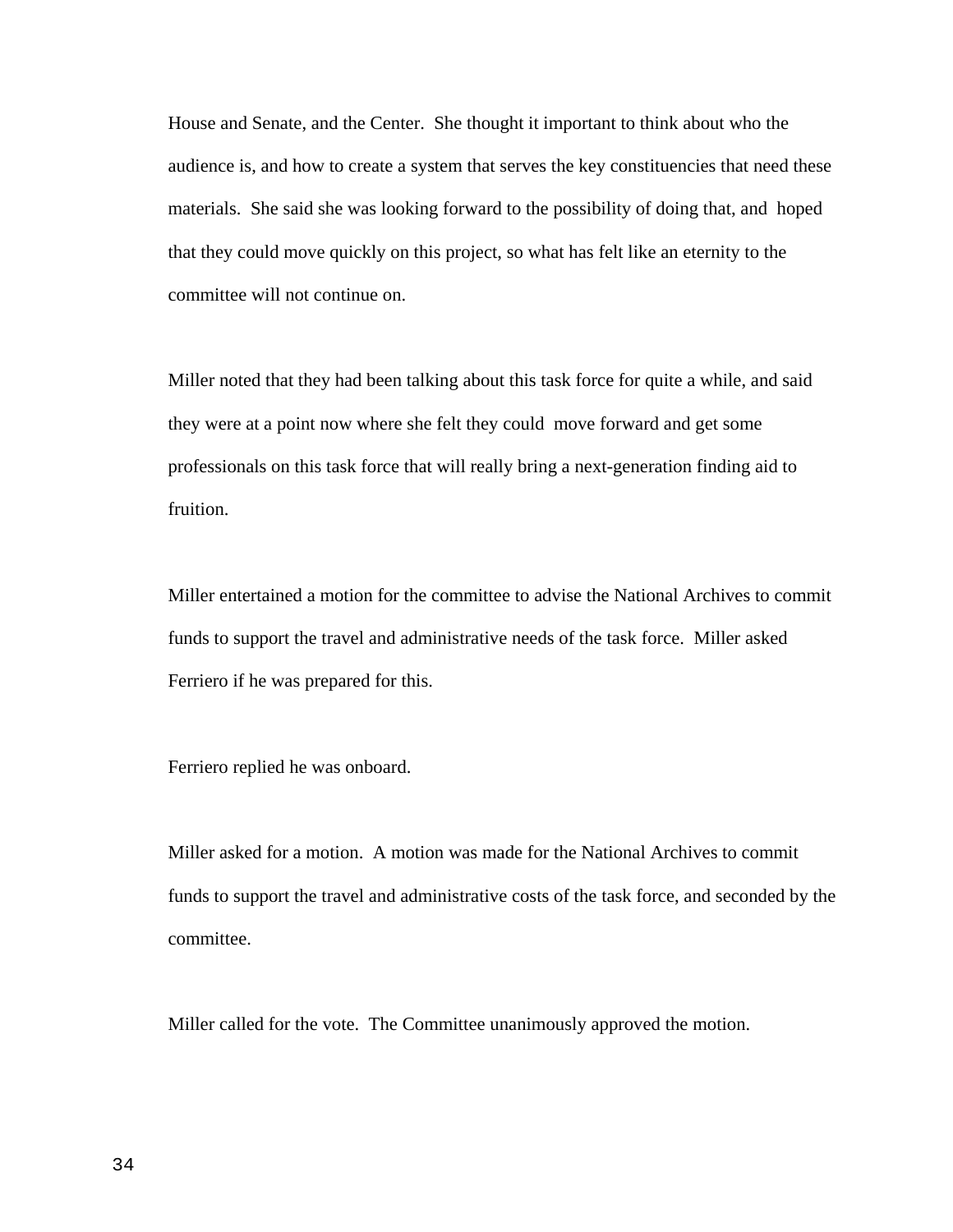House and Senate, and the Center. She thought it important to think about who the audience is, and how to create a system that serves the key constituencies that need these materials. She said she was looking forward to the possibility of doing that, and hoped that they could move quickly on this project, so what has felt like an eternity to the committee will not continue on.

Miller noted that they had been talking about this task force for quite a while, and said they were at a point now where she felt they could move forward and get some professionals on this task force that will really bring a next-generation finding aid to fruition.

Miller entertained a motion for the committee to advise the National Archives to commit funds to support the travel and administrative needs of the task force. Miller asked Ferriero if he was prepared for this.

Ferriero replied he was onboard.

Miller asked for a motion. A motion was made for the National Archives to commit funds to support the travel and administrative costs of the task force, and seconded by the committee.

Miller called for the vote. The Committee unanimously approved the motion.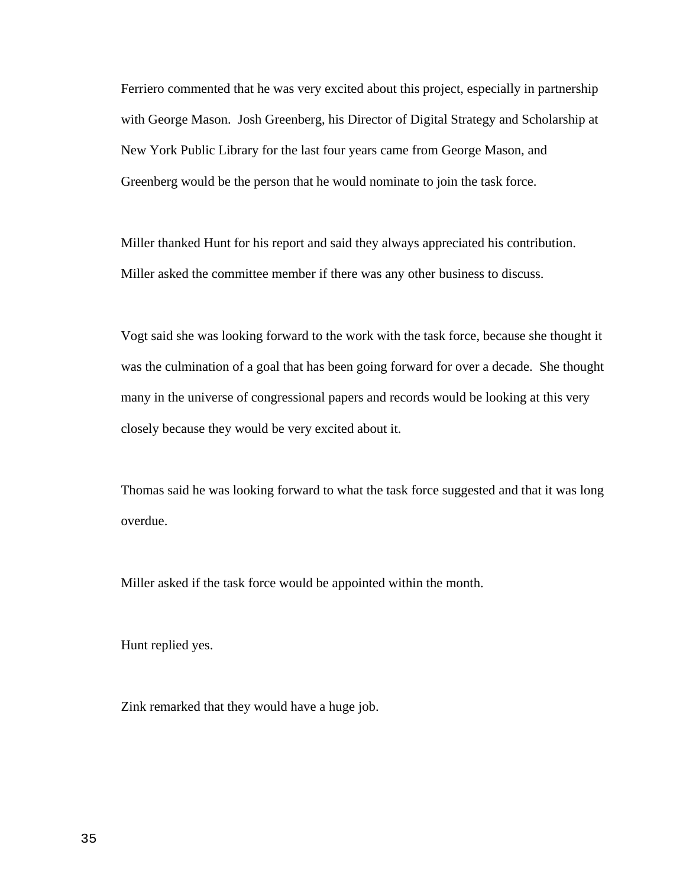Ferriero commented that he was very excited about this project, especially in partnership with George Mason. Josh Greenberg, his Director of Digital Strategy and Scholarship at New York Public Library for the last four years came from George Mason, and Greenberg would be the person that he would nominate to join the task force.

Miller thanked Hunt for his report and said they always appreciated his contribution. Miller asked the committee member if there was any other business to discuss.

Vogt said she was looking forward to the work with the task force, because she thought it was the culmination of a goal that has been going forward for over a decade. She thought many in the universe of congressional papers and records would be looking at this very closely because they would be very excited about it.

Thomas said he was looking forward to what the task force suggested and that it was long overdue.

Miller asked if the task force would be appointed within the month.

Hunt replied yes.

Zink remarked that they would have a huge job.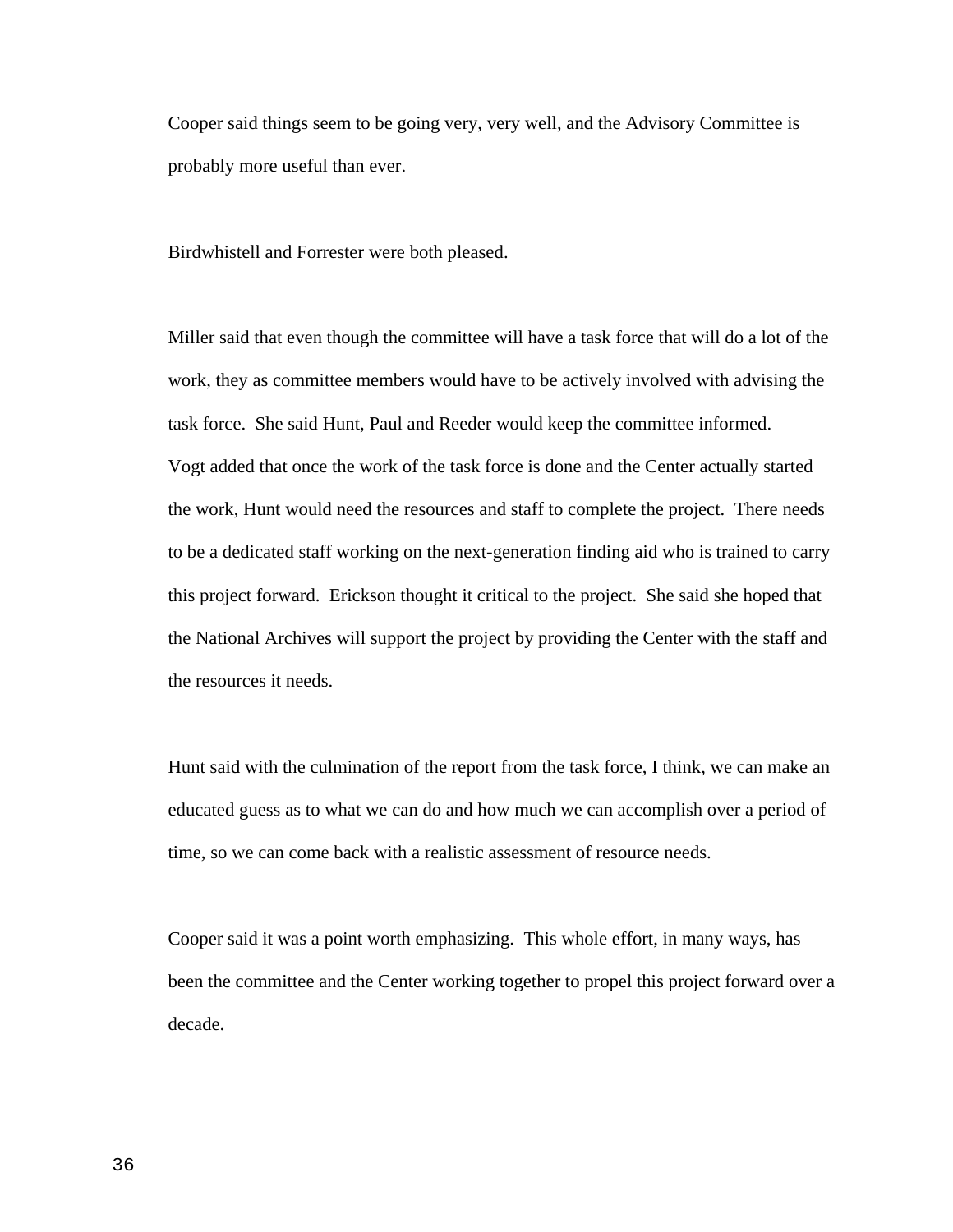Cooper said things seem to be going very, very well, and the Advisory Committee is probably more useful than ever.

Birdwhistell and Forrester were both pleased.

Miller said that even though the committee will have a task force that will do a lot of the work, they as committee members would have to be actively involved with advising the task force. She said Hunt, Paul and Reeder would keep the committee informed. Vogt added that once the work of the task force is done and the Center actually started the work, Hunt would need the resources and staff to complete the project. There needs to be a dedicated staff working on the next-generation finding aid who is trained to carry this project forward. Erickson thought it critical to the project. She said she hoped that the National Archives will support the project by providing the Center with the staff and the resources it needs.

Hunt said with the culmination of the report from the task force, I think, we can make an educated guess as to what we can do and how much we can accomplish over a period of time, so we can come back with a realistic assessment of resource needs.

Cooper said it was a point worth emphasizing. This whole effort, in many ways, has been the committee and the Center working together to propel this project forward over a decade.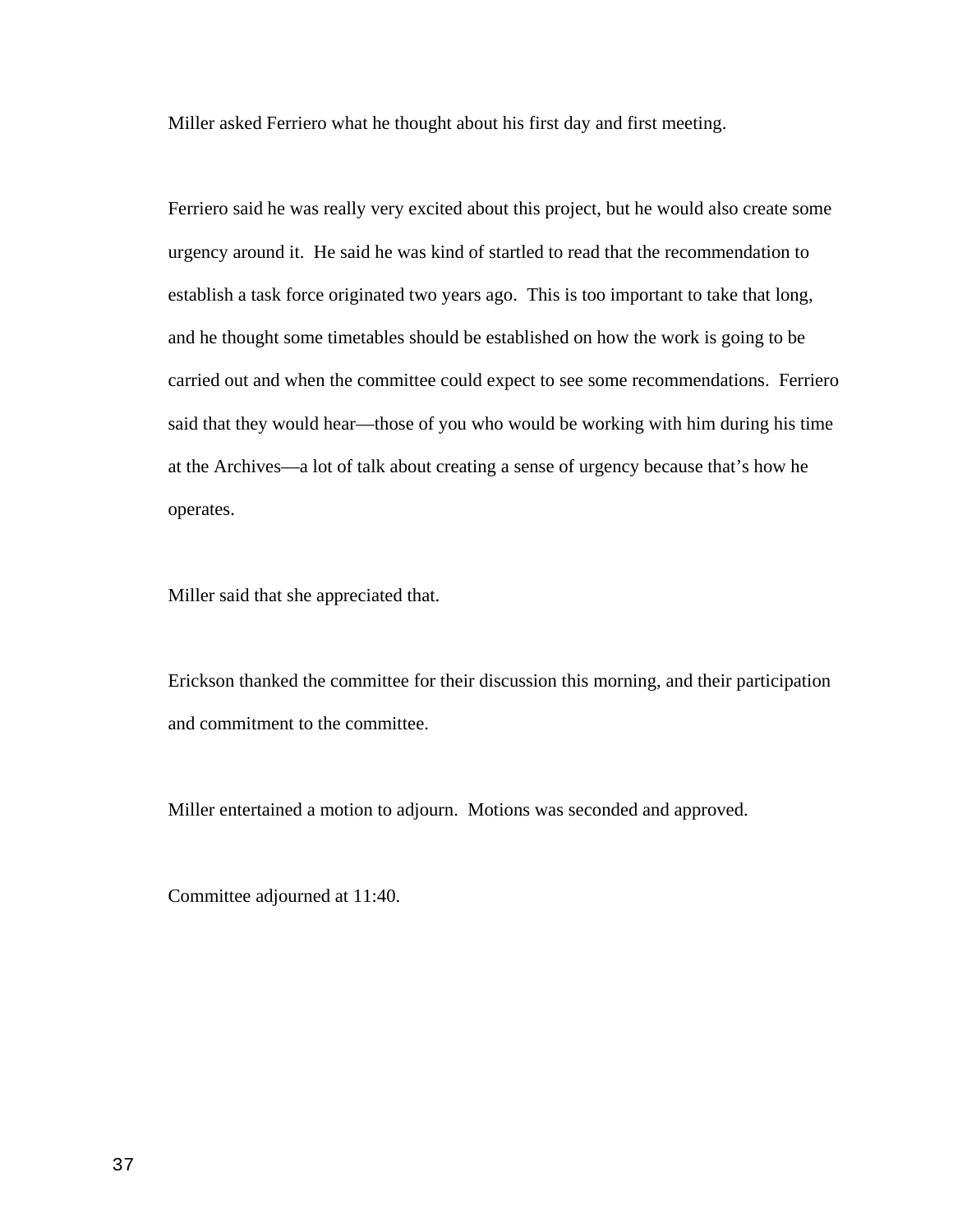Miller asked Ferriero what he thought about his first day and first meeting.

Ferriero said he was really very excited about this project, but he would also create some urgency around it.  He said he was kind of startled to read that the recommendation to establish a task force originated two years ago.  This is too important to take that long, and he thought some timetables should be established on how the work is going to be carried out and when the committee could expect to see some recommendations.  Ferriero said that they would hear—those of you who would be working with him during his time at the Archives—a lot of talk about creating a sense of urgency because that's how he operates.

Miller said that she appreciated that.

Erickson thanked the committee for their discussion this morning, and their participation and commitment to the committee.

Miller entertained a motion to adjourn.  Motions was seconded and approved.

Committee adjourned at 11:40.